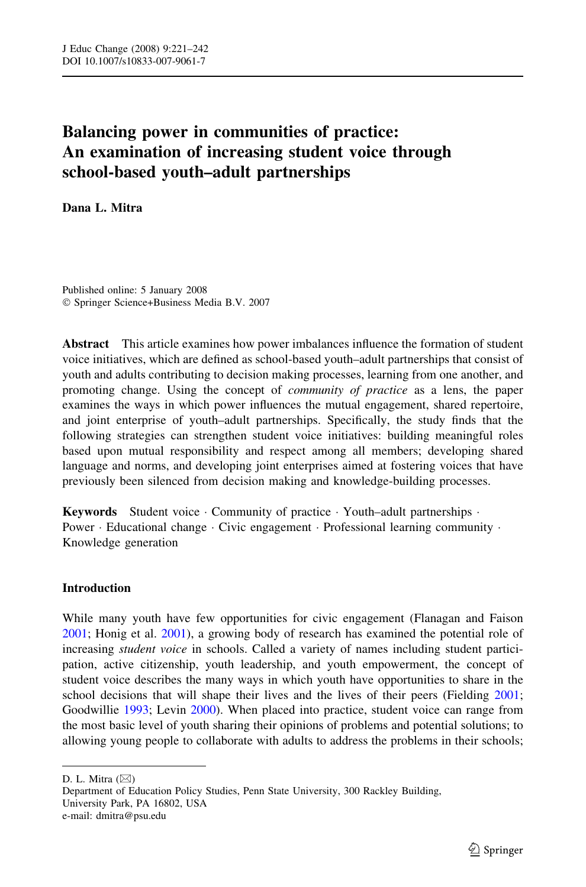# Balancing power in communities of practice: An examination of increasing student voice through school-based youth–adult partnerships

**Dana L. Mitra**

Published online: 5 January 2008
© Springer Science+Business Media B.V. 2007

**Abstract** This article examines how power imbalances influence the formation of student voice initiatives, which are defined as school-based youth–adult partnerships that consist of youth and adults contributing to decision making processes, learning from one another, and promoting change. Using the concept of *community of practice* as a lens, the paper examines the ways in which power influences the mutual engagement, shared repertoire, and joint enterprise of youth–adult partnerships. Specifically, the study finds that the following strategies can strengthen student voice initiatives: building meaningful roles based upon mutual responsibility and respect among all members; developing shared language and norms, and developing joint enterprises aimed at fostering voices that have previously been silenced from decision making and knowledge-building processes.

**Keywords** Student voice · Community of practice · Youth–adult partnerships · Power · Educational change · Civic engagement · Professional learning community · Knowledge generation

## Introduction

While many youth have few opportunities for civic engagement (Flanagan and Faison 2001; Honig et al. 2001), a growing body of research has examined the potential role of increasing *student voice* in schools. Called a variety of names including student participation, active citizenship, youth leadership, and youth empowerment, the concept of student voice describes the many ways in which youth have opportunities to share in the school decisions that will shape their lives and the lives of their peers (Fielding 2001; Goodwillie 1993; Levin 2000). When placed into practice, student voice can range from the most basic level of youth sharing their opinions of problems and potential solutions; to allowing young people to collaborate with adults to address the problems in their schools;

---

D. L. Mitra (✉)
Department of Education Policy Studies, Penn State University, 300 Rackley Building, University Park, PA 16802, USA
e-mail: dmitra@psu.edu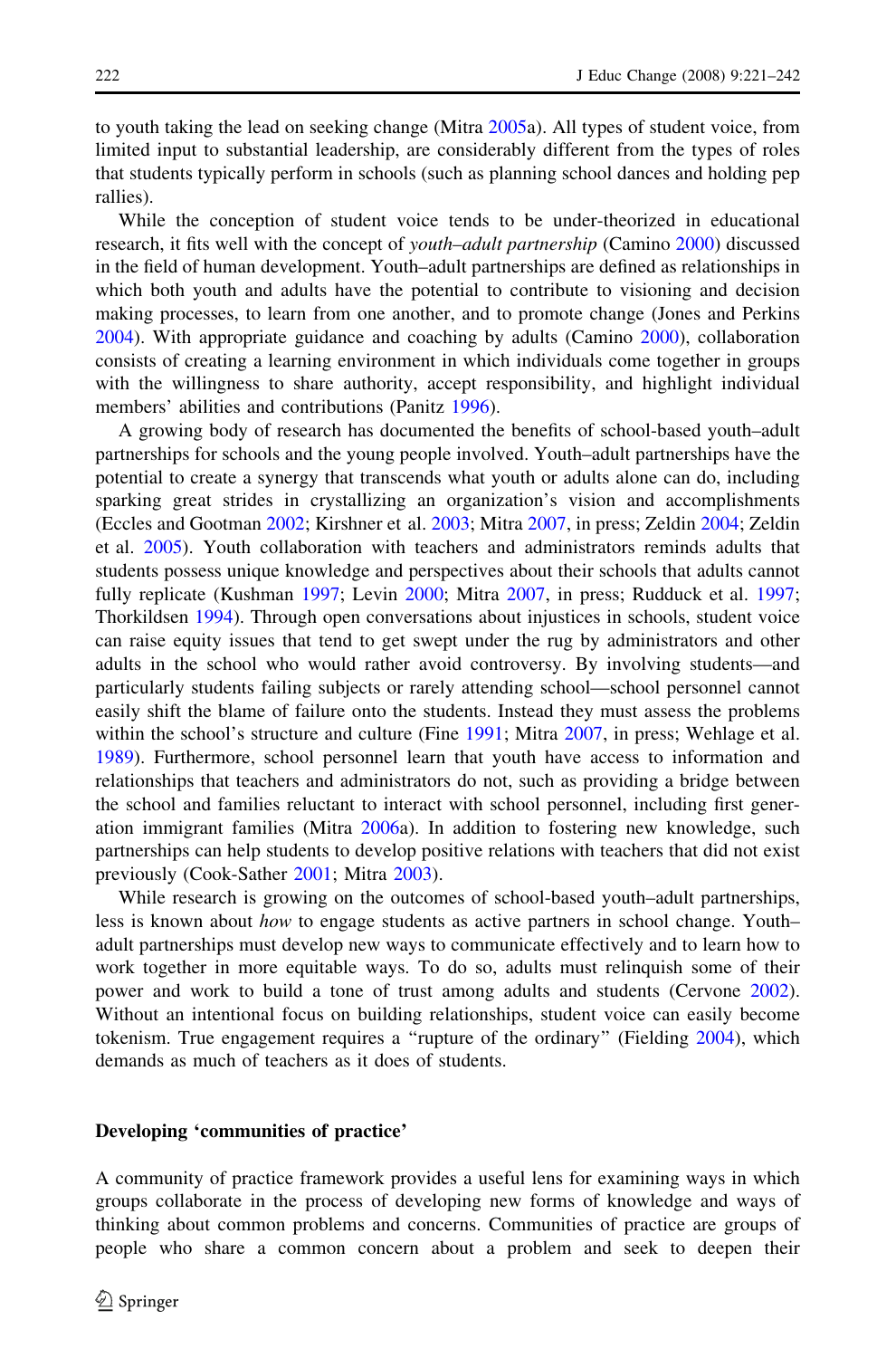to youth taking the lead on seeking change (Mitra 2005a). All types of student voice, from limited input to substantial leadership, are considerably different from the types of roles that students typically perform in schools (such as planning school dances and holding pep rallies).

While the conception of student voice tends to be under-theorized in educational research, it fits well with the concept of *youth–adult partnership* (Camino 2000) discussed in the field of human development. Youth–adult partnerships are defined as relationships in which both youth and adults have the potential to contribute to visioning and decision making processes, to learn from one another, and to promote change (Jones and Perkins 2004). With appropriate guidance and coaching by adults (Camino 2000), collaboration consists of creating a learning environment in which individuals come together in groups with the willingness to share authority, accept responsibility, and highlight individual members' abilities and contributions (Panitz 1996).

A growing body of research has documented the benefits of school-based youth–adult partnerships for schools and the young people involved. Youth–adult partnerships have the potential to create a synergy that transcends what youth or adults alone can do, including sparking great strides in crystallizing an organization's vision and accomplishments (Eccles and Gootman 2002; Kirshner et al. 2003; Mitra 2007, in press; Zeldin 2004; Zeldin et al. 2005). Youth collaboration with teachers and administrators reminds adults that students possess unique knowledge and perspectives about their schools that adults cannot fully replicate (Kushman 1997; Levin 2000; Mitra 2007, in press; Rudduck et al. 1997; Thorkildsen 1994). Through open conversations about injustices in schools, student voice can raise equity issues that tend to get swept under the rug by administrators and other adults in the school who would rather avoid controversy. By involving students—and particularly students failing subjects or rarely attending school—school personnel cannot easily shift the blame of failure onto the students. Instead they must assess the problems within the school's structure and culture (Fine 1991; Mitra 2007, in press; Wehlage et al. 1989). Furthermore, school personnel learn that youth have access to information and relationships that teachers and administrators do not, such as providing a bridge between the school and families reluctant to interact with school personnel, including first generation immigrant families (Mitra 2006a). In addition to fostering new knowledge, such partnerships can help students to develop positive relations with teachers that did not exist previously (Cook-Sather 2001; Mitra 2003).

While research is growing on the outcomes of school-based youth–adult partnerships, less is known about *how* to engage students as active partners in school change. Youth–adult partnerships must develop new ways to communicate effectively and to learn how to work together in more equitable ways. To do so, adults must relinquish some of their power and work to build a tone of trust among adults and students (Cervone 2002). Without an intentional focus on building relationships, student voice can easily become tokenism. True engagement requires a "rupture of the ordinary" (Fielding 2004), which demands as much of teachers as it does of students.

## Developing 'communities of practice'

A community of practice framework provides a useful lens for examining ways in which groups collaborate in the process of developing new forms of knowledge and ways of thinking about common problems and concerns. Communities of practice are groups of people who share a common concern about a problem and seek to deepen their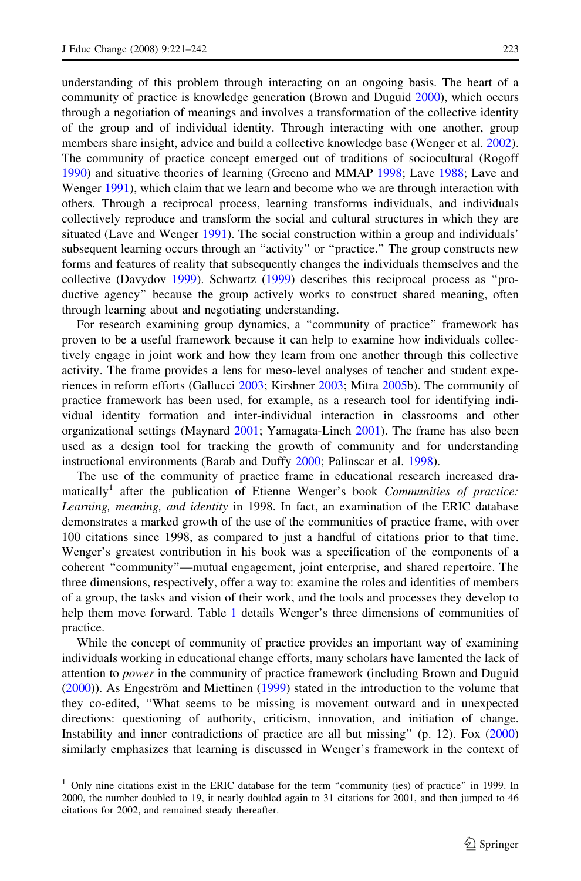understanding of this problem through interacting on an ongoing basis. The heart of a community of practice is knowledge generation (Brown and Duguid 2000), which occurs through a negotiation of meanings and involves a transformation of the collective identity of the group and of individual identity. Through interacting with one another, group members share insight, advice and build a collective knowledge base (Wenger et al. 2002). The community of practice concept emerged out of traditions of sociocultural (Rogoff 1990) and situative theories of learning (Greeno and MMAP 1998; Lave 1988; Lave and Wenger 1991), which claim that we learn and become who we are through interaction with others. Through a reciprocal process, learning transforms individuals, and individuals collectively reproduce and transform the social and cultural structures in which they are situated (Lave and Wenger 1991). The social construction within a group and individuals' subsequent learning occurs through an "activity" or "practice." The group constructs new forms and features of reality that subsequently changes the individuals themselves and the collective (Davydov 1999). Schwartz (1999) describes this reciprocal process as "productive agency" because the group actively works to construct shared meaning, often through learning about and negotiating understanding.

For research examining group dynamics, a "community of practice" framework has proven to be a useful framework because it can help to examine how individuals collectively engage in joint work and how they learn from one another through this collective activity. The frame provides a lens for meso-level analyses of teacher and student experiences in reform efforts (Gallucci 2003; Kirshner 2003; Mitra 2005b). The community of practice framework has been used, for example, as a research tool for identifying individual identity formation and inter-individual interaction in classrooms and other organizational settings (Maynard 2001; Yamagata-Linch 2001). The frame has also been used as a design tool for tracking the growth of community and for understanding instructional environments (Barab and Duffy 2000; Palinscar et al. 1998).

The use of the community of practice frame in educational research increased dramatically[1] after the publication of Etienne Wenger's book *Communities of practice: Learning, meaning, and identity* in 1998. In fact, an examination of the ERIC database demonstrates a marked growth of the use of the communities of practice frame, with over 100 citations since 1998, as compared to just a handful of citations prior to that time. Wenger's greatest contribution in his book was a specification of the components of a coherent "community"—mutual engagement, joint enterprise, and shared repertoire. The three dimensions, respectively, offer a way to: examine the roles and identities of members of a group, the tasks and vision of their work, and the tools and processes they develop to help them move forward. Table 1 details Wenger's three dimensions of communities of practice.

While the concept of community of practice provides an important way of examining individuals working in educational change efforts, many scholars have lamented the lack of attention to *power* in the community of practice framework (including Brown and Duguid (2000)). As Engeström and Miettinen (1999) stated in the introduction to the volume that they co-edited, "What seems to be missing is movement outward and in unexpected directions: questioning of authority, criticism, innovation, and initiation of change. Instability and inner contradictions of practice are all but missing" (p. 12). Fox (2000) similarly emphasizes that learning is discussed in Wenger's framework in the context of

[1] Only nine citations exist in the ERIC database for the term "community (ies) of practice" in 1999. In 2000, the number doubled to 19, it nearly doubled again to 31 citations for 2001, and then jumped to 46 citations for 2002, and remained steady thereafter.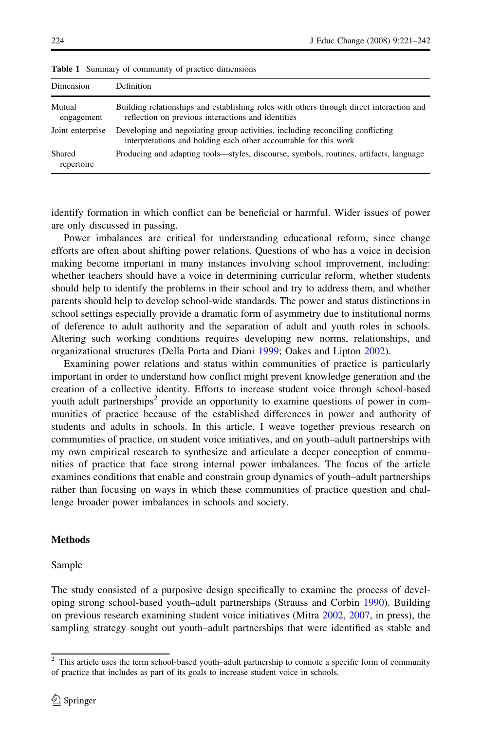Table 1 Summary of community of practice dimensions

| Dimension | Definition |
|---|---|
| Mutual engagement | Building relationships and establishing roles with others through direct interaction and reflection on previous interactions and identities |
| Joint enterprise | Developing and negotiating group activities, including reconciling conflicting interpretations and holding each other accountable for this work |
| Shared repertoire | Producing and adapting tools—styles, discourse, symbols, routines, artifacts, language |

identify formation in which conflict can be beneficial or harmful. Wider issues of power are only discussed in passing.

Power imbalances are critical for understanding educational reform, since change efforts are often about shifting power relations. Questions of who has a voice in decision making become important in many instances involving school improvement, including: whether teachers should have a voice in determining curricular reform, whether students should help to identify the problems in their school and try to address them, and whether parents should help to develop school-wide standards. The power and status distinctions in school settings especially provide a dramatic form of asymmetry due to institutional norms of deference to adult authority and the separation of adult and youth roles in schools. Altering such working conditions requires developing new norms, relationships, and organizational structures (Della Porta and Diani 1999; Oakes and Lipton 2002).

Examining power relations and status within communities of practice is particularly important in order to understand how conflict might prevent knowledge generation and the creation of a collective identity. Efforts to increase student voice through school-based youth adult partnerships[2] provide an opportunity to examine questions of power in communities of practice because of the established differences in power and authority of students and adults in schools. In this article, I weave together previous research on communities of practice, on student voice initiatives, and on youth–adult partnerships with my own empirical research to synthesize and articulate a deeper conception of communities of practice that face strong internal power imbalances. The focus of the article examines conditions that enable and constrain group dynamics of youth–adult partnerships rather than focusing on ways in which these communities of practice question and challenge broader power imbalances in schools and society.

## Methods

### Sample

The study consisted of a purposive design specifically to examine the process of developing strong school-based youth–adult partnerships (Strauss and Corbin 1990). Building on previous research examining student voice initiatives (Mitra 2002, 2007, in press), the sampling strategy sought out youth–adult partnerships that were identified as stable and

[2] This article uses the term school-based youth–adult partnership to connote a specific form of community of practice that includes as part of its goals to increase student voice in schools.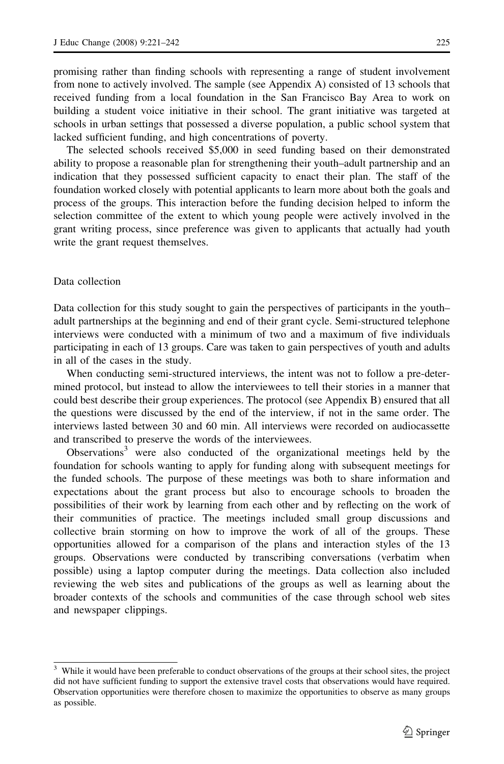promising rather than finding schools with representing a range of student involvement from none to actively involved. The sample (see Appendix A) consisted of 13 schools that received funding from a local foundation in the San Francisco Bay Area to work on building a student voice initiative in their school. The grant initiative was targeted at schools in urban settings that possessed a diverse population, a public school system that lacked sufficient funding, and high concentrations of poverty.

The selected schools received \$5,000 in seed funding based on their demonstrated ability to propose a reasonable plan for strengthening their youth–adult partnership and an indication that they possessed sufficient capacity to enact their plan. The staff of the foundation worked closely with potential applicants to learn more about both the goals and process of the groups. This interaction before the funding decision helped to inform the selection committee of the extent to which young people were actively involved in the grant writing process, since preference was given to applicants that actually had youth write the grant request themselves.

## Data collection

Data collection for this study sought to gain the perspectives of participants in the youth–adult partnerships at the beginning and end of their grant cycle. Semi-structured telephone interviews were conducted with a minimum of two and a maximum of five individuals participating in each of 13 groups. Care was taken to gain perspectives of youth and adults in all of the cases in the study.

When conducting semi-structured interviews, the intent was not to follow a pre-determined protocol, but instead to allow the interviewees to tell their stories in a manner that could best describe their group experiences. The protocol (see Appendix B) ensured that all the questions were discussed by the end of the interview, if not in the same order. The interviews lasted between 30 and 60 min. All interviews were recorded on audiocassette and transcribed to preserve the words of the interviewees.

Observations[3] were also conducted of the organizational meetings held by the foundation for schools wanting to apply for funding along with subsequent meetings for the funded schools. The purpose of these meetings was both to share information and expectations about the grant process but also to encourage schools to broaden the possibilities of their work by learning from each other and by reflecting on the work of their communities of practice. The meetings included small group discussions and collective brain storming on how to improve the work of all of the groups. These opportunities allowed for a comparison of the plans and interaction styles of the 13 groups. Observations were conducted by transcribing conversations (verbatim when possible) using a laptop computer during the meetings. Data collection also included reviewing the web sites and publications of the groups as well as learning about the broader contexts of the schools and communities of the case through school web sites and newspaper clippings.

[3] While it would have been preferable to conduct observations of the groups at their school sites, the project did not have sufficient funding to support the extensive travel costs that observations would have required. Observation opportunities were therefore chosen to maximize the opportunities to observe as many groups as possible.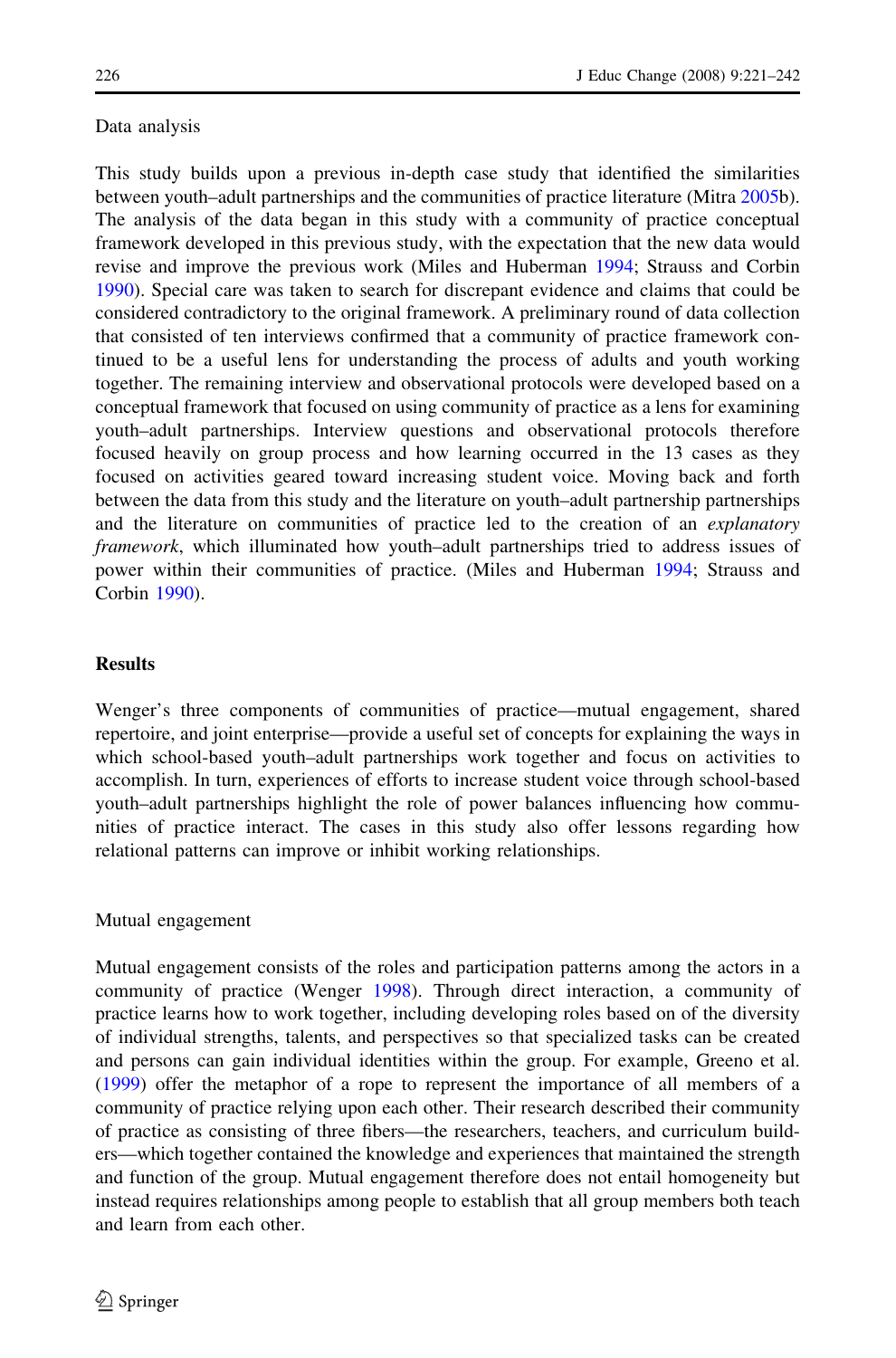### Data analysis

This study builds upon a previous in-depth case study that identified the similarities between youth–adult partnerships and the communities of practice literature (Mitra 2005b). The analysis of the data began in this study with a community of practice conceptual framework developed in this previous study, with the expectation that the new data would revise and improve the previous work (Miles and Huberman 1994; Strauss and Corbin 1990). Special care was taken to search for discrepant evidence and claims that could be considered contradictory to the original framework. A preliminary round of data collection that consisted of ten interviews confirmed that a community of practice framework continued to be a useful lens for understanding the process of adults and youth working together. The remaining interview and observational protocols were developed based on a conceptual framework that focused on using community of practice as a lens for examining youth–adult partnerships. Interview questions and observational protocols therefore focused heavily on group process and how learning occurred in the 13 cases as they focused on activities geared toward increasing student voice. Moving back and forth between the data from this study and the literature on youth–adult partnership partnerships and the literature on communities of practice led to the creation of an *explanatory framework*, which illuminated how youth–adult partnerships tried to address issues of power within their communities of practice. (Miles and Huberman 1994; Strauss and Corbin 1990).

## Results

Wenger's three components of communities of practice—mutual engagement, shared repertoire, and joint enterprise—provide a useful set of concepts for explaining the ways in which school-based youth–adult partnerships work together and focus on activities to accomplish. In turn, experiences of efforts to increase student voice through school-based youth–adult partnerships highlight the role of power balances influencing how communities of practice interact. The cases in this study also offer lessons regarding how relational patterns can improve or inhibit working relationships.

### Mutual engagement

Mutual engagement consists of the roles and participation patterns among the actors in a community of practice (Wenger 1998). Through direct interaction, a community of practice learns how to work together, including developing roles based on of the diversity of individual strengths, talents, and perspectives so that specialized tasks can be created and persons can gain individual identities within the group. For example, Greeno et al. (1999) offer the metaphor of a rope to represent the importance of all members of a community of practice relying upon each other. Their research described their community of practice as consisting of three fibers—the researchers, teachers, and curriculum builders—which together contained the knowledge and experiences that maintained the strength and function of the group. Mutual engagement therefore does not entail homogeneity but instead requires relationships among people to establish that all group members both teach and learn from each other.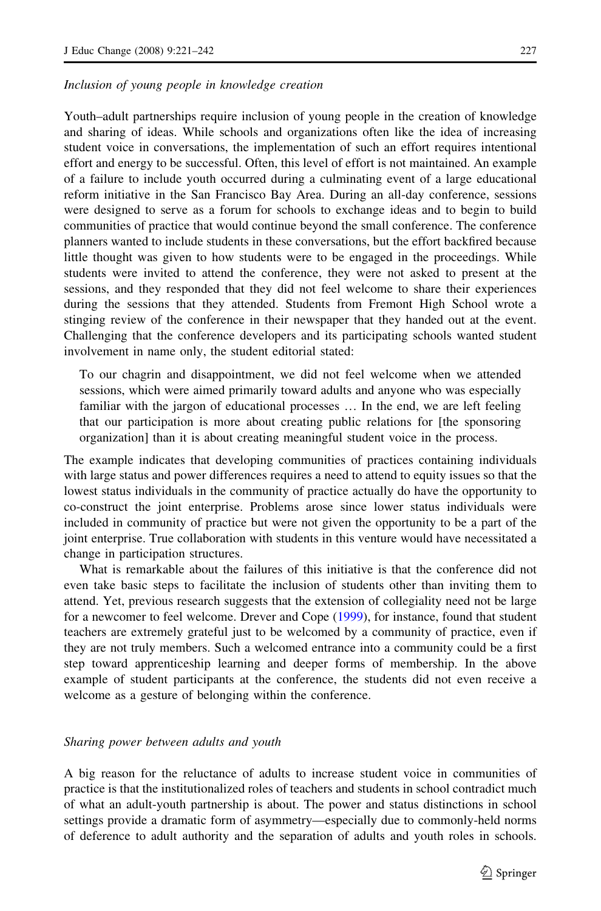*Inclusion of young people in knowledge creation*

Youth–adult partnerships require inclusion of young people in the creation of knowledge and sharing of ideas. While schools and organizations often like the idea of increasing student voice in conversations, the implementation of such an effort requires intentional effort and energy to be successful. Often, this level of effort is not maintained. An example of a failure to include youth occurred during a culminating event of a large educational reform initiative in the San Francisco Bay Area. During an all-day conference, sessions were designed to serve as a forum for schools to exchange ideas and to begin to build communities of practice that would continue beyond the small conference. The conference planners wanted to include students in these conversations, but the effort backfired because little thought was given to how students were to be engaged in the proceedings. While students were invited to attend the conference, they were not asked to present at the sessions, and they responded that they did not feel welcome to share their experiences during the sessions that they attended. Students from Fremont High School wrote a stinging review of the conference in their newspaper that they handed out at the event. Challenging that the conference developers and its participating schools wanted student involvement in name only, the student editorial stated:

> To our chagrin and disappointment, we did not feel welcome when we attended sessions, which were aimed primarily toward adults and anyone who was especially familiar with the jargon of educational processes … In the end, we are left feeling that our participation is more about creating public relations for [the sponsoring organization] than it is about creating meaningful student voice in the process.

The example indicates that developing communities of practices containing individuals with large status and power differences requires a need to attend to equity issues so that the lowest status individuals in the community of practice actually do have the opportunity to co-construct the joint enterprise. Problems arose since lower status individuals were included in community of practice but were not given the opportunity to be a part of the joint enterprise. True collaboration with students in this venture would have necessitated a change in participation structures.

What is remarkable about the failures of this initiative is that the conference did not even take basic steps to facilitate the inclusion of students other than inviting them to attend. Yet, previous research suggests that the extension of collegiality need not be large for a newcomer to feel welcome. Drever and Cope (1999), for instance, found that student teachers are extremely grateful just to be welcomed by a community of practice, even if they are not truly members. Such a welcomed entrance into a community could be a first step toward apprenticeship learning and deeper forms of membership. In the above example of student participants at the conference, the students did not even receive a welcome as a gesture of belonging within the conference.

*Sharing power between adults and youth*

A big reason for the reluctance of adults to increase student voice in communities of practice is that the institutionalized roles of teachers and students in school contradict much of what an adult-youth partnership is about. The power and status distinctions in school settings provide a dramatic form of asymmetry—especially due to commonly-held norms of deference to adult authority and the separation of adults and youth roles in schools.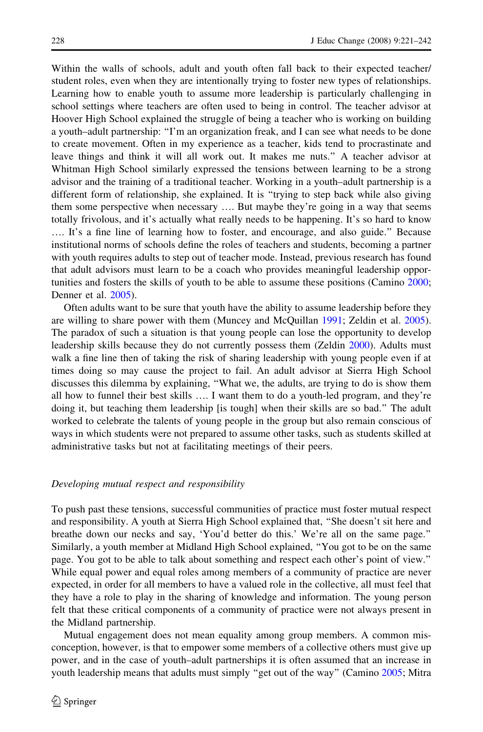Within the walls of schools, adult and youth often fall back to their expected teacher/student roles, even when they are intentionally trying to foster new types of relationships. Learning how to enable youth to assume more leadership is particularly challenging in school settings where teachers are often used to being in control. The teacher advisor at Hoover High School explained the struggle of being a teacher who is working on building a youth–adult partnership: "I'm an organization freak, and I can see what needs to be done to create movement. Often in my experience as a teacher, kids tend to procrastinate and leave things and think it will all work out. It makes me nuts." A teacher advisor at Whitman High School similarly expressed the tensions between learning to be a strong advisor and the training of a traditional teacher. Working in a youth–adult partnership is a different form of relationship, she explained. It is "trying to step back while also giving them some perspective when necessary …. But maybe they're going in a way that seems totally frivolous, and it's actually what really needs to be happening. It's so hard to know …. It's a fine line of learning how to foster, and encourage, and also guide." Because institutional norms of schools define the roles of teachers and students, becoming a partner with youth requires adults to step out of teacher mode. Instead, previous research has found that adult advisors must learn to be a coach who provides meaningful leadership opportunities and fosters the skills of youth to be able to assume these positions (Camino 2000; Denner et al. 2005).

Often adults want to be sure that youth have the ability to assume leadership before they are willing to share power with them (Muncey and McQuillan 1991; Zeldin et al. 2005). The paradox of such a situation is that young people can lose the opportunity to develop leadership skills because they do not currently possess them (Zeldin 2000). Adults must walk a fine line then of taking the risk of sharing leadership with young people even if at times doing so may cause the project to fail. An adult advisor at Sierra High School discusses this dilemma by explaining, "What we, the adults, are trying to do is show them all how to funnel their best skills …. I want them to do a youth-led program, and they're doing it, but teaching them leadership [is tough] when their skills are so bad." The adult worked to celebrate the talents of young people in the group but also remain conscious of ways in which students were not prepared to assume other tasks, such as students skilled at administrative tasks but not at facilitating meetings of their peers.

### *Developing mutual respect and responsibility*

To push past these tensions, successful communities of practice must foster mutual respect and responsibility. A youth at Sierra High School explained that, "She doesn't sit here and breathe down our necks and say, 'You'd better do this.' We're all on the same page." Similarly, a youth member at Midland High School explained, "You got to be on the same page. You got to be able to talk about something and respect each other's point of view." While equal power and equal roles among members of a community of practice are never expected, in order for all members to have a valued role in the collective, all must feel that they have a role to play in the sharing of knowledge and information. The young person felt that these critical components of a community of practice were not always present in the Midland partnership.

Mutual engagement does not mean equality among group members. A common misconception, however, is that to empower some members of a collective others must give up power, and in the case of youth–adult partnerships it is often assumed that an increase in youth leadership means that adults must simply "get out of the way" (Camino 2005; Mitra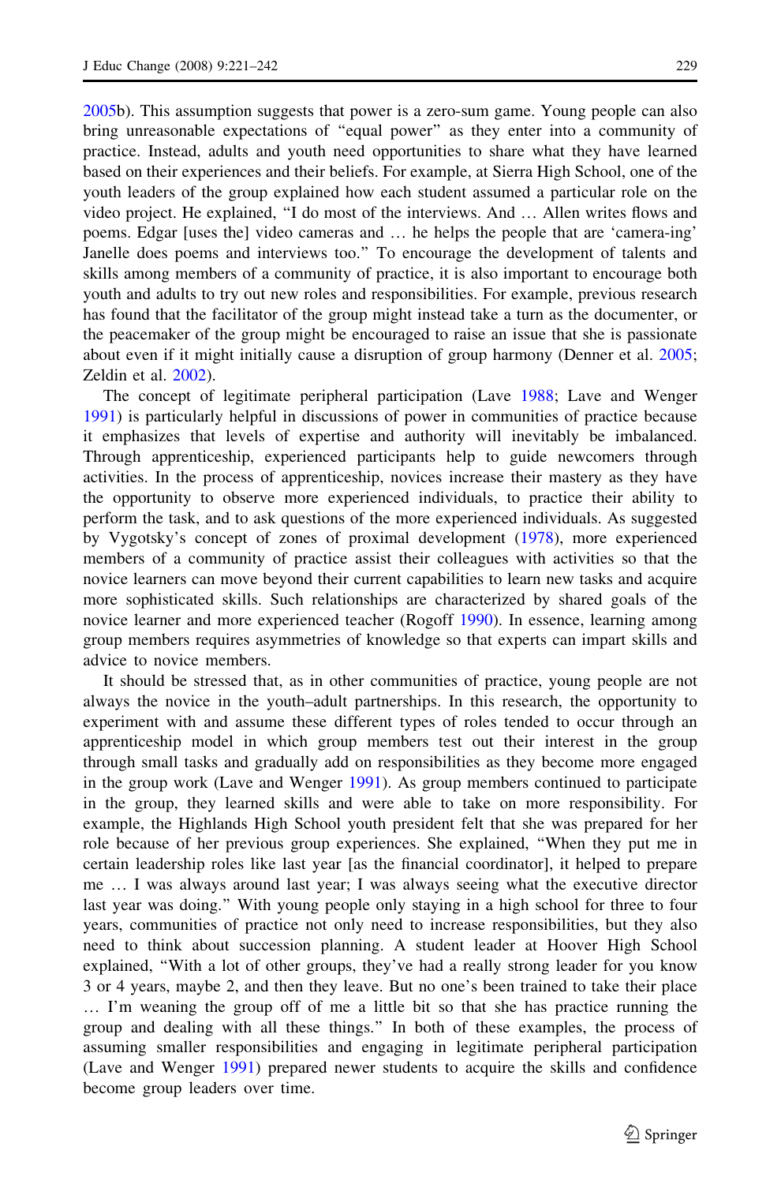2005b). This assumption suggests that power is a zero-sum game. Young people can also bring unreasonable expectations of "equal power" as they enter into a community of practice. Instead, adults and youth need opportunities to share what they have learned based on their experiences and their beliefs. For example, at Sierra High School, one of the youth leaders of the group explained how each student assumed a particular role on the video project. He explained, "I do most of the interviews. And … Allen writes flows and poems. Edgar [uses the] video cameras and … he helps the people that are 'camera-ing' Janelle does poems and interviews too." To encourage the development of talents and skills among members of a community of practice, it is also important to encourage both youth and adults to try out new roles and responsibilities. For example, previous research has found that the facilitator of the group might instead take a turn as the documenter, or the peacemaker of the group might be encouraged to raise an issue that she is passionate about even if it might initially cause a disruption of group harmony (Denner et al. 2005; Zeldin et al. 2002).

The concept of legitimate peripheral participation (Lave 1988; Lave and Wenger 1991) is particularly helpful in discussions of power in communities of practice because it emphasizes that levels of expertise and authority will inevitably be imbalanced. Through apprenticeship, experienced participants help to guide newcomers through activities. In the process of apprenticeship, novices increase their mastery as they have the opportunity to observe more experienced individuals, to practice their ability to perform the task, and to ask questions of the more experienced individuals. As suggested by Vygotsky's concept of zones of proximal development (1978), more experienced members of a community of practice assist their colleagues with activities so that the novice learners can move beyond their current capabilities to learn new tasks and acquire more sophisticated skills. Such relationships are characterized by shared goals of the novice learner and more experienced teacher (Rogoff 1990). In essence, learning among group members requires asymmetries of knowledge so that experts can impart skills and advice to novice members.

It should be stressed that, as in other communities of practice, young people are not always the novice in the youth–adult partnerships. In this research, the opportunity to experiment with and assume these different types of roles tended to occur through an apprenticeship model in which group members test out their interest in the group through small tasks and gradually add on responsibilities as they become more engaged in the group work (Lave and Wenger 1991). As group members continued to participate in the group, they learned skills and were able to take on more responsibility. For example, the Highlands High School youth president felt that she was prepared for her role because of her previous group experiences. She explained, "When they put me in certain leadership roles like last year [as the financial coordinator], it helped to prepare me … I was always around last year; I was always seeing what the executive director last year was doing." With young people only staying in a high school for three to four years, communities of practice not only need to increase responsibilities, but they also need to think about succession planning. A student leader at Hoover High School explained, "With a lot of other groups, they've had a really strong leader for you know 3 or 4 years, maybe 2, and then they leave. But no one's been trained to take their place … I'm weaning the group off of me a little bit so that she has practice running the group and dealing with all these things." In both of these examples, the process of assuming smaller responsibilities and engaging in legitimate peripheral participation (Lave and Wenger 1991) prepared newer students to acquire the skills and confidence become group leaders over time.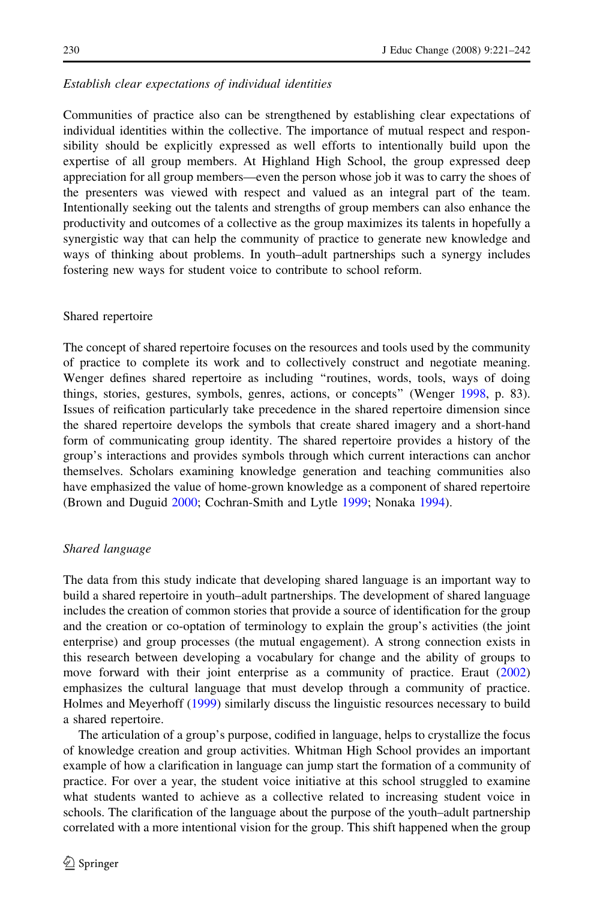*Establish clear expectations of individual identities*

Communities of practice also can be strengthened by establishing clear expectations of individual identities within the collective. The importance of mutual respect and responsibility should be explicitly expressed as well efforts to intentionally build upon the expertise of all group members. At Highland High School, the group expressed deep appreciation for all group members—even the person whose job it was to carry the shoes of the presenters was viewed with respect and valued as an integral part of the team. Intentionally seeking out the talents and strengths of group members can also enhance the productivity and outcomes of a collective as the group maximizes its talents in hopefully a synergistic way that can help the community of practice to generate new knowledge and ways of thinking about problems. In youth–adult partnerships such a synergy includes fostering new ways for student voice to contribute to school reform.

## Shared repertoire

The concept of shared repertoire focuses on the resources and tools used by the community of practice to complete its work and to collectively construct and negotiate meaning. Wenger defines shared repertoire as including "routines, words, tools, ways of doing things, stories, gestures, symbols, genres, actions, or concepts" (Wenger 1998, p. 83). Issues of reification particularly take precedence in the shared repertoire dimension since the shared repertoire develops the symbols that create shared imagery and a short-hand form of communicating group identity. The shared repertoire provides a history of the group's interactions and provides symbols through which current interactions can anchor themselves. Scholars examining knowledge generation and teaching communities also have emphasized the value of home-grown knowledge as a component of shared repertoire (Brown and Duguid 2000; Cochran-Smith and Lytle 1999; Nonaka 1994).

*Shared language*

The data from this study indicate that developing shared language is an important way to build a shared repertoire in youth–adult partnerships. The development of shared language includes the creation of common stories that provide a source of identification for the group and the creation or co-optation of terminology to explain the group's activities (the joint enterprise) and group processes (the mutual engagement). A strong connection exists in this research between developing a vocabulary for change and the ability of groups to move forward with their joint enterprise as a community of practice. Eraut (2002) emphasizes the cultural language that must develop through a community of practice. Holmes and Meyerhoff (1999) similarly discuss the linguistic resources necessary to build a shared repertoire.

The articulation of a group's purpose, codified in language, helps to crystallize the focus of knowledge creation and group activities. Whitman High School provides an important example of how a clarification in language can jump start the formation of a community of practice. For over a year, the student voice initiative at this school struggled to examine what students wanted to achieve as a collective related to increasing student voice in schools. The clarification of the language about the purpose of the youth–adult partnership correlated with a more intentional vision for the group. This shift happened when the group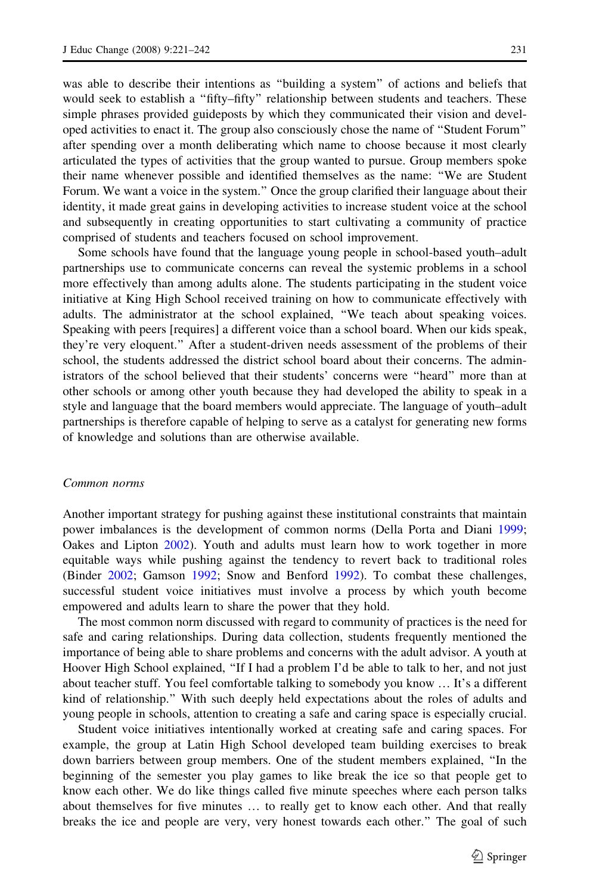was able to describe their intentions as "building a system" of actions and beliefs that would seek to establish a "fifty–fifty" relationship between students and teachers. These simple phrases provided guideposts by which they communicated their vision and developed activities to enact it. The group also consciously chose the name of "Student Forum" after spending over a month deliberating which name to choose because it most clearly articulated the types of activities that the group wanted to pursue. Group members spoke their name whenever possible and identified themselves as the name: "We are Student Forum. We want a voice in the system." Once the group clarified their language about their identity, it made great gains in developing activities to increase student voice at the school and subsequently in creating opportunities to start cultivating a community of practice comprised of students and teachers focused on school improvement.

Some schools have found that the language young people in school-based youth–adult partnerships use to communicate concerns can reveal the systemic problems in a school more effectively than among adults alone. The students participating in the student voice initiative at King High School received training on how to communicate effectively with adults. The administrator at the school explained, "We teach about speaking voices. Speaking with peers [requires] a different voice than a school board. When our kids speak, they're very eloquent." After a student-driven needs assessment of the problems of their school, the students addressed the district school board about their concerns. The administrators of the school believed that their students' concerns were "heard" more than at other schools or among other youth because they had developed the ability to speak in a style and language that the board members would appreciate. The language of youth–adult partnerships is therefore capable of helping to serve as a catalyst for generating new forms of knowledge and solutions than are otherwise available.

*Common norms*

Another important strategy for pushing against these institutional constraints that maintain power imbalances is the development of common norms (Della Porta and Diani 1999; Oakes and Lipton 2002). Youth and adults must learn how to work together in more equitable ways while pushing against the tendency to revert back to traditional roles (Binder 2002; Gamson 1992; Snow and Benford 1992). To combat these challenges, successful student voice initiatives must involve a process by which youth become empowered and adults learn to share the power that they hold.

The most common norm discussed with regard to community of practices is the need for safe and caring relationships. During data collection, students frequently mentioned the importance of being able to share problems and concerns with the adult advisor. A youth at Hoover High School explained, "If I had a problem I'd be able to talk to her, and not just about teacher stuff. You feel comfortable talking to somebody you know … It's a different kind of relationship." With such deeply held expectations about the roles of adults and young people in schools, attention to creating a safe and caring space is especially crucial.

Student voice initiatives intentionally worked at creating safe and caring spaces. For example, the group at Latin High School developed team building exercises to break down barriers between group members. One of the student members explained, "In the beginning of the semester you play games to like break the ice so that people get to know each other. We do like things called five minute speeches where each person talks about themselves for five minutes … to really get to know each other. And that really breaks the ice and people are very, very honest towards each other." The goal of such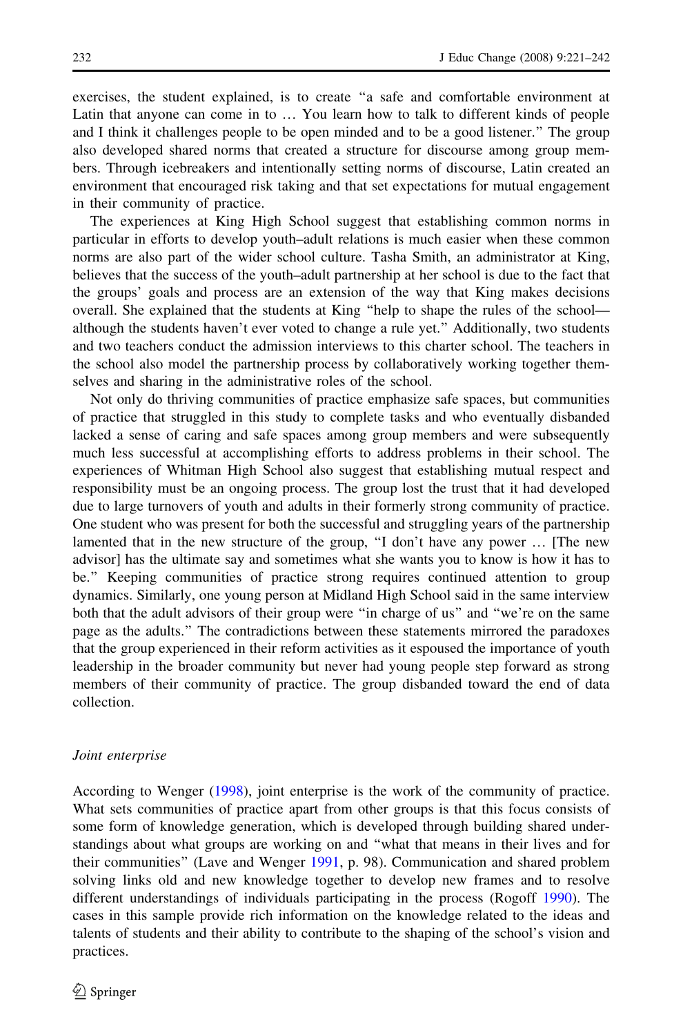exercises, the student explained, is to create "a safe and comfortable environment at Latin that anyone can come in to … You learn how to talk to different kinds of people and I think it challenges people to be open minded and to be a good listener." The group also developed shared norms that created a structure for discourse among group members. Through icebreakers and intentionally setting norms of discourse, Latin created an environment that encouraged risk taking and that set expectations for mutual engagement in their community of practice.

The experiences at King High School suggest that establishing common norms in particular in efforts to develop youth–adult relations is much easier when these common norms are also part of the wider school culture. Tasha Smith, an administrator at King, believes that the success of the youth–adult partnership at her school is due to the fact that the groups' goals and process are an extension of the way that King makes decisions overall. She explained that the students at King "help to shape the rules of the school—although the students haven't ever voted to change a rule yet." Additionally, two students and two teachers conduct the admission interviews to this charter school. The teachers in the school also model the partnership process by collaboratively working together themselves and sharing in the administrative roles of the school.

Not only do thriving communities of practice emphasize safe spaces, but communities of practice that struggled in this study to complete tasks and who eventually disbanded lacked a sense of caring and safe spaces among group members and were subsequently much less successful at accomplishing efforts to address problems in their school. The experiences of Whitman High School also suggest that establishing mutual respect and responsibility must be an ongoing process. The group lost the trust that it had developed due to large turnovers of youth and adults in their formerly strong community of practice. One student who was present for both the successful and struggling years of the partnership lamented that in the new structure of the group, "I don't have any power … [The new advisor] has the ultimate say and sometimes what she wants you to know is how it has to be." Keeping communities of practice strong requires continued attention to group dynamics. Similarly, one young person at Midland High School said in the same interview both that the adult advisors of their group were "in charge of us" and "we're on the same page as the adults." The contradictions between these statements mirrored the paradoxes that the group experienced in their reform activities as it espoused the importance of youth leadership in the broader community but never had young people step forward as strong members of their community of practice. The group disbanded toward the end of data collection.

### *Joint enterprise*

According to Wenger (1998), joint enterprise is the work of the community of practice. What sets communities of practice apart from other groups is that this focus consists of some form of knowledge generation, which is developed through building shared understandings about what groups are working on and "what that means in their lives and for their communities" (Lave and Wenger 1991, p. 98). Communication and shared problem solving links old and new knowledge together to develop new frames and to resolve different understandings of individuals participating in the process (Rogoff 1990). The cases in this sample provide rich information on the knowledge related to the ideas and talents of students and their ability to contribute to the shaping of the school's vision and practices.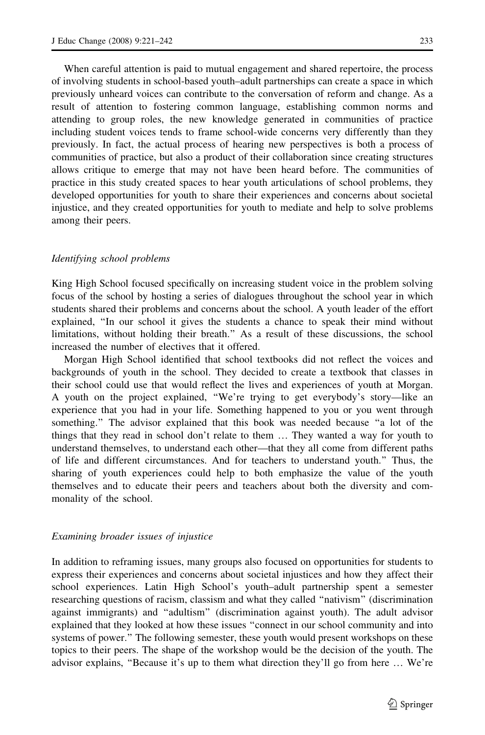When careful attention is paid to mutual engagement and shared repertoire, the process of involving students in school-based youth–adult partnerships can create a space in which previously unheard voices can contribute to the conversation of reform and change. As a result of attention to fostering common language, establishing common norms and attending to group roles, the new knowledge generated in communities of practice including student voices tends to frame school-wide concerns very differently than they previously. In fact, the actual process of hearing new perspectives is both a process of communities of practice, but also a product of their collaboration since creating structures allows critique to emerge that may not have been heard before. The communities of practice in this study created spaces to hear youth articulations of school problems, they developed opportunities for youth to share their experiences and concerns about societal injustice, and they created opportunities for youth to mediate and help to solve problems among their peers.

*Identifying school problems*

King High School focused specifically on increasing student voice in the problem solving focus of the school by hosting a series of dialogues throughout the school year in which students shared their problems and concerns about the school. A youth leader of the effort explained, "In our school it gives the students a chance to speak their mind without limitations, without holding their breath." As a result of these discussions, the school increased the number of electives that it offered.

Morgan High School identified that school textbooks did not reflect the voices and backgrounds of youth in the school. They decided to create a textbook that classes in their school could use that would reflect the lives and experiences of youth at Morgan. A youth on the project explained, "We're trying to get everybody's story—like an experience that you had in your life. Something happened to you or you went through something." The advisor explained that this book was needed because "a lot of the things that they read in school don't relate to them … They wanted a way for youth to understand themselves, to understand each other—that they all come from different paths of life and different circumstances. And for teachers to understand youth." Thus, the sharing of youth experiences could help to both emphasize the value of the youth themselves and to educate their peers and teachers about both the diversity and commonality of the school.

*Examining broader issues of injustice*

In addition to reframing issues, many groups also focused on opportunities for students to express their experiences and concerns about societal injustices and how they affect their school experiences. Latin High School's youth–adult partnership spent a semester researching questions of racism, classism and what they called "nativism" (discrimination against immigrants) and "adultism" (discrimination against youth). The adult advisor explained that they looked at how these issues "connect in our school community and into systems of power." The following semester, these youth would present workshops on these topics to their peers. The shape of the workshop would be the decision of the youth. The advisor explains, "Because it's up to them what direction they'll go from here … We're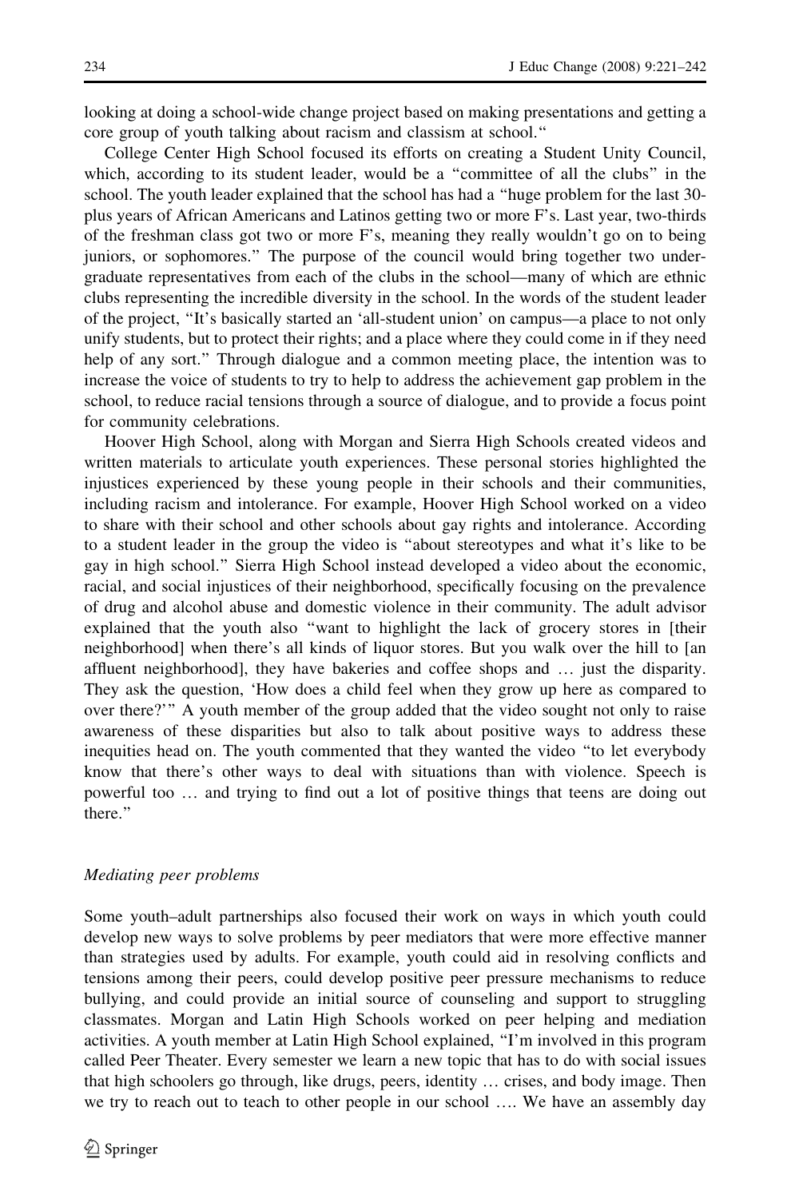looking at doing a school-wide change project based on making presentations and getting a core group of youth talking about racism and classism at school."

College Center High School focused its efforts on creating a Student Unity Council, which, according to its student leader, would be a "committee of all the clubs" in the school. The youth leader explained that the school has had a "huge problem for the last 30-plus years of African Americans and Latinos getting two or more F's. Last year, two-thirds of the freshman class got two or more F's, meaning they really wouldn't go on to being juniors, or sophomores." The purpose of the council would bring together two undergraduate representatives from each of the clubs in the school—many of which are ethnic clubs representing the incredible diversity in the school. In the words of the student leader of the project, "It's basically started an 'all-student union' on campus—a place to not only unify students, but to protect their rights; and a place where they could come in if they need help of any sort." Through dialogue and a common meeting place, the intention was to increase the voice of students to try to help to address the achievement gap problem in the school, to reduce racial tensions through a source of dialogue, and to provide a focus point for community celebrations.

Hoover High School, along with Morgan and Sierra High Schools created videos and written materials to articulate youth experiences. These personal stories highlighted the injustices experienced by these young people in their schools and their communities, including racism and intolerance. For example, Hoover High School worked on a video to share with their school and other schools about gay rights and intolerance. According to a student leader in the group the video is "about stereotypes and what it's like to be gay in high school." Sierra High School instead developed a video about the economic, racial, and social injustices of their neighborhood, specifically focusing on the prevalence of drug and alcohol abuse and domestic violence in their community. The adult advisor explained that the youth also "want to highlight the lack of grocery stores in [their neighborhood] when there's all kinds of liquor stores. But you walk over the hill to [an affluent neighborhood], they have bakeries and coffee shops and … just the disparity. They ask the question, 'How does a child feel when they grow up here as compared to over there?'" A youth member of the group added that the video sought not only to raise awareness of these disparities but also to talk about positive ways to address these inequities head on. The youth commented that they wanted the video "to let everybody know that there's other ways to deal with situations than with violence. Speech is powerful too … and trying to find out a lot of positive things that teens are doing out there."

### *Mediating peer problems*

Some youth–adult partnerships also focused their work on ways in which youth could develop new ways to solve problems by peer mediators that were more effective manner than strategies used by adults. For example, youth could aid in resolving conflicts and tensions among their peers, could develop positive peer pressure mechanisms to reduce bullying, and could provide an initial source of counseling and support to struggling classmates. Morgan and Latin High Schools worked on peer helping and mediation activities. A youth member at Latin High School explained, "I'm involved in this program called Peer Theater. Every semester we learn a new topic that has to do with social issues that high schoolers go through, like drugs, peers, identity … crises, and body image. Then we try to reach out to teach to other people in our school …. We have an assembly day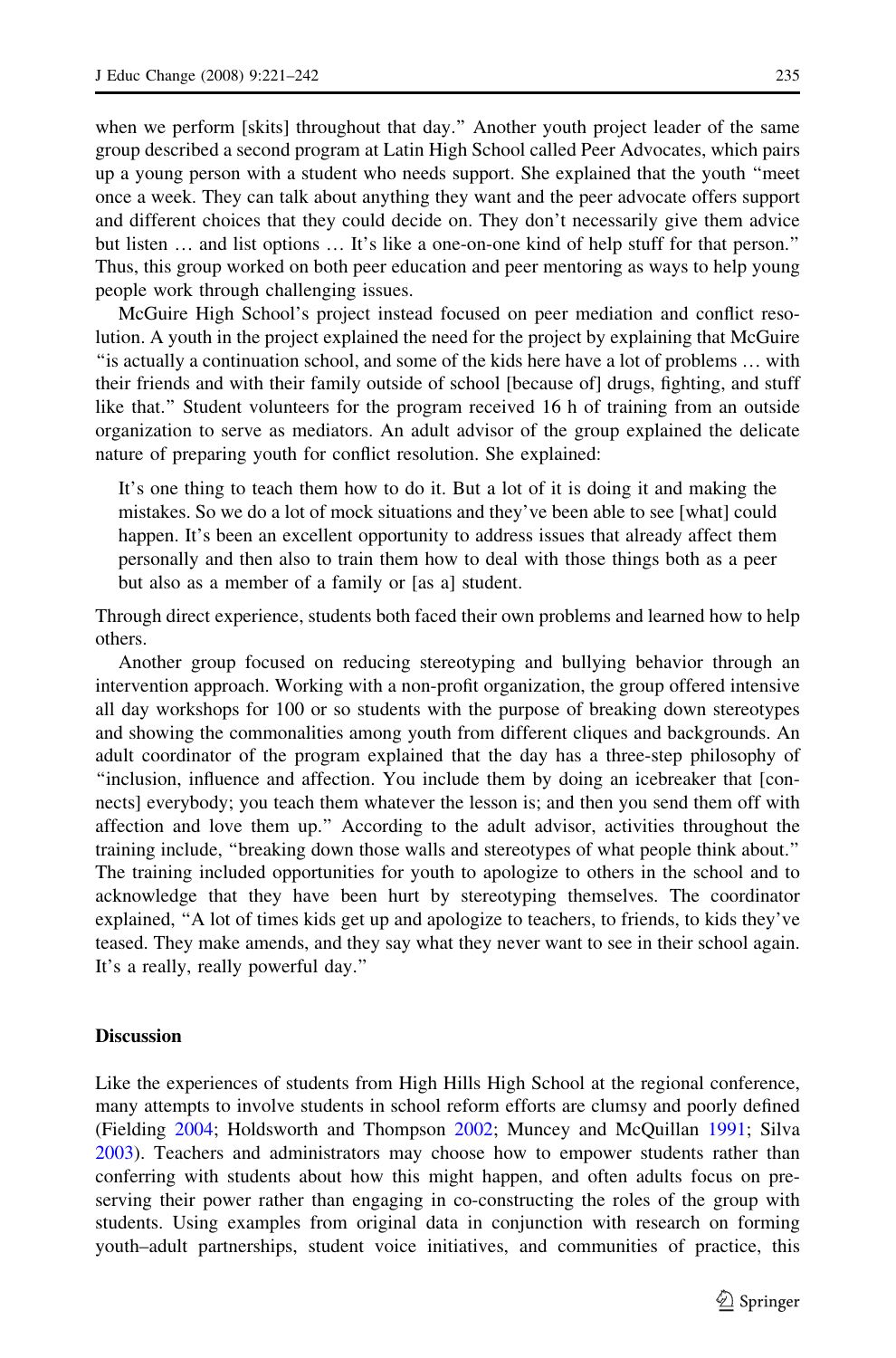when we perform [skits] throughout that day." Another youth project leader of the same group described a second program at Latin High School called Peer Advocates, which pairs up a young person with a student who needs support. She explained that the youth "meet once a week. They can talk about anything they want and the peer advocate offers support and different choices that they could decide on. They don't necessarily give them advice but listen … and list options … It's like a one-on-one kind of help stuff for that person." Thus, this group worked on both peer education and peer mentoring as ways to help young people work through challenging issues.

McGuire High School's project instead focused on peer mediation and conflict resolution. A youth in the project explained the need for the project by explaining that McGuire "is actually a continuation school, and some of the kids here have a lot of problems … with their friends and with their family outside of school [because of] drugs, fighting, and stuff like that." Student volunteers for the program received 16 h of training from an outside organization to serve as mediators. An adult advisor of the group explained the delicate nature of preparing youth for conflict resolution. She explained:

> It's one thing to teach them how to do it. But a lot of it is doing it and making the mistakes. So we do a lot of mock situations and they've been able to see [what] could happen. It's been an excellent opportunity to address issues that already affect them personally and then also to train them how to deal with those things both as a peer but also as a member of a family or [as a] student.

Through direct experience, students both faced their own problems and learned how to help others.

Another group focused on reducing stereotyping and bullying behavior through an intervention approach. Working with a non-profit organization, the group offered intensive all day workshops for 100 or so students with the purpose of breaking down stereotypes and showing the commonalities among youth from different cliques and backgrounds. An adult coordinator of the program explained that the day has a three-step philosophy of "inclusion, influence and affection. You include them by doing an icebreaker that [connects] everybody; you teach them whatever the lesson is; and then you send them off with affection and love them up." According to the adult advisor, activities throughout the training include, "breaking down those walls and stereotypes of what people think about." The training included opportunities for youth to apologize to others in the school and to acknowledge that they have been hurt by stereotyping themselves. The coordinator explained, "A lot of times kids get up and apologize to teachers, to friends, to kids they've teased. They make amends, and they say what they never want to see in their school again. It's a really, really powerful day."

## Discussion

Like the experiences of students from High Hills High School at the regional conference, many attempts to involve students in school reform efforts are clumsy and poorly defined (Fielding 2004; Holdsworth and Thompson 2002; Muncey and McQuillan 1991; Silva 2003). Teachers and administrators may choose how to empower students rather than conferring with students about how this might happen, and often adults focus on preserving their power rather than engaging in co-constructing the roles of the group with students. Using examples from original data in conjunction with research on forming youth–adult partnerships, student voice initiatives, and communities of practice, this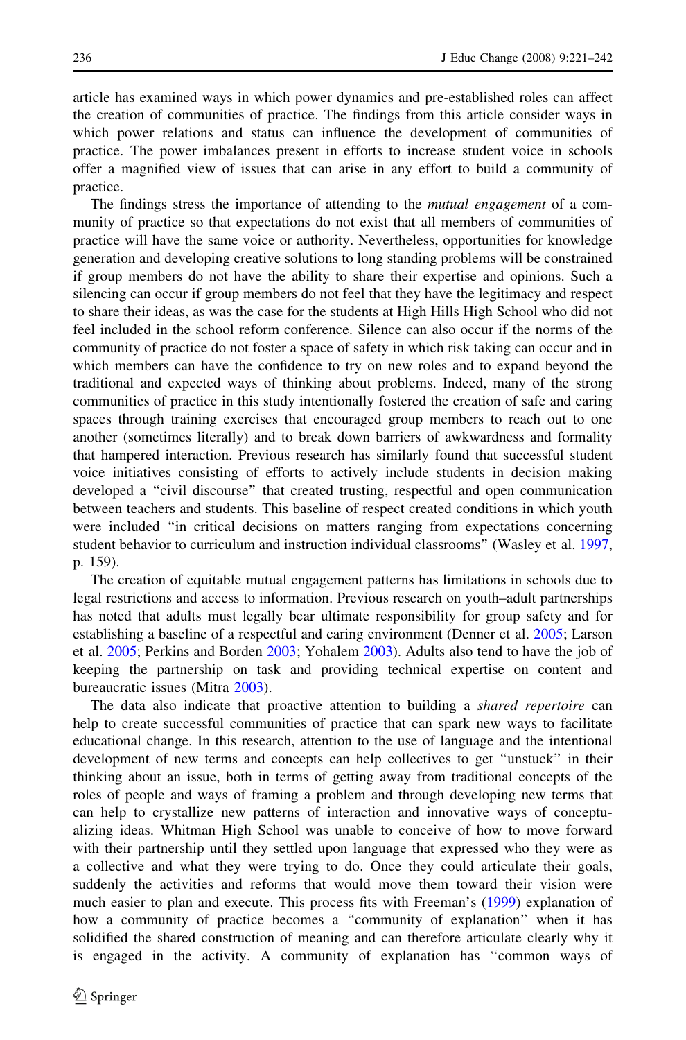article has examined ways in which power dynamics and pre-established roles can affect the creation of communities of practice. The findings from this article consider ways in which power relations and status can influence the development of communities of practice. The power imbalances present in efforts to increase student voice in schools offer a magnified view of issues that can arise in any effort to build a community of practice.

The findings stress the importance of attending to the *mutual engagement* of a community of practice so that expectations do not exist that all members of communities of practice will have the same voice or authority. Nevertheless, opportunities for knowledge generation and developing creative solutions to long standing problems will be constrained if group members do not have the ability to share their expertise and opinions. Such a silencing can occur if group members do not feel that they have the legitimacy and respect to share their ideas, as was the case for the students at High Hills High School who did not feel included in the school reform conference. Silence can also occur if the norms of the community of practice do not foster a space of safety in which risk taking can occur and in which members can have the confidence to try on new roles and to expand beyond the traditional and expected ways of thinking about problems. Indeed, many of the strong communities of practice in this study intentionally fostered the creation of safe and caring spaces through training exercises that encouraged group members to reach out to one another (sometimes literally) and to break down barriers of awkwardness and formality that hampered interaction. Previous research has similarly found that successful student voice initiatives consisting of efforts to actively include students in decision making developed a "civil discourse" that created trusting, respectful and open communication between teachers and students. This baseline of respect created conditions in which youth were included "in critical decisions on matters ranging from expectations concerning student behavior to curriculum and instruction individual classrooms" (Wasley et al. 1997, p. 159).

The creation of equitable mutual engagement patterns has limitations in schools due to legal restrictions and access to information. Previous research on youth–adult partnerships has noted that adults must legally bear ultimate responsibility for group safety and for establishing a baseline of a respectful and caring environment (Denner et al. 2005; Larson et al. 2005; Perkins and Borden 2003; Yohalem 2003). Adults also tend to have the job of keeping the partnership on task and providing technical expertise on content and bureaucratic issues (Mitra 2003).

The data also indicate that proactive attention to building a *shared repertoire* can help to create successful communities of practice that can spark new ways to facilitate educational change. In this research, attention to the use of language and the intentional development of new terms and concepts can help collectives to get "unstuck" in their thinking about an issue, both in terms of getting away from traditional concepts of the roles of people and ways of framing a problem and through developing new terms that can help to crystallize new patterns of interaction and innovative ways of conceptualizing ideas. Whitman High School was unable to conceive of how to move forward with their partnership until they settled upon language that expressed who they were as a collective and what they were trying to do. Once they could articulate their goals, suddenly the activities and reforms that would move them toward their vision were much easier to plan and execute. This process fits with Freeman's (1999) explanation of how a community of practice becomes a "community of explanation" when it has solidified the shared construction of meaning and can therefore articulate clearly why it is engaged in the activity. A community of explanation has "common ways of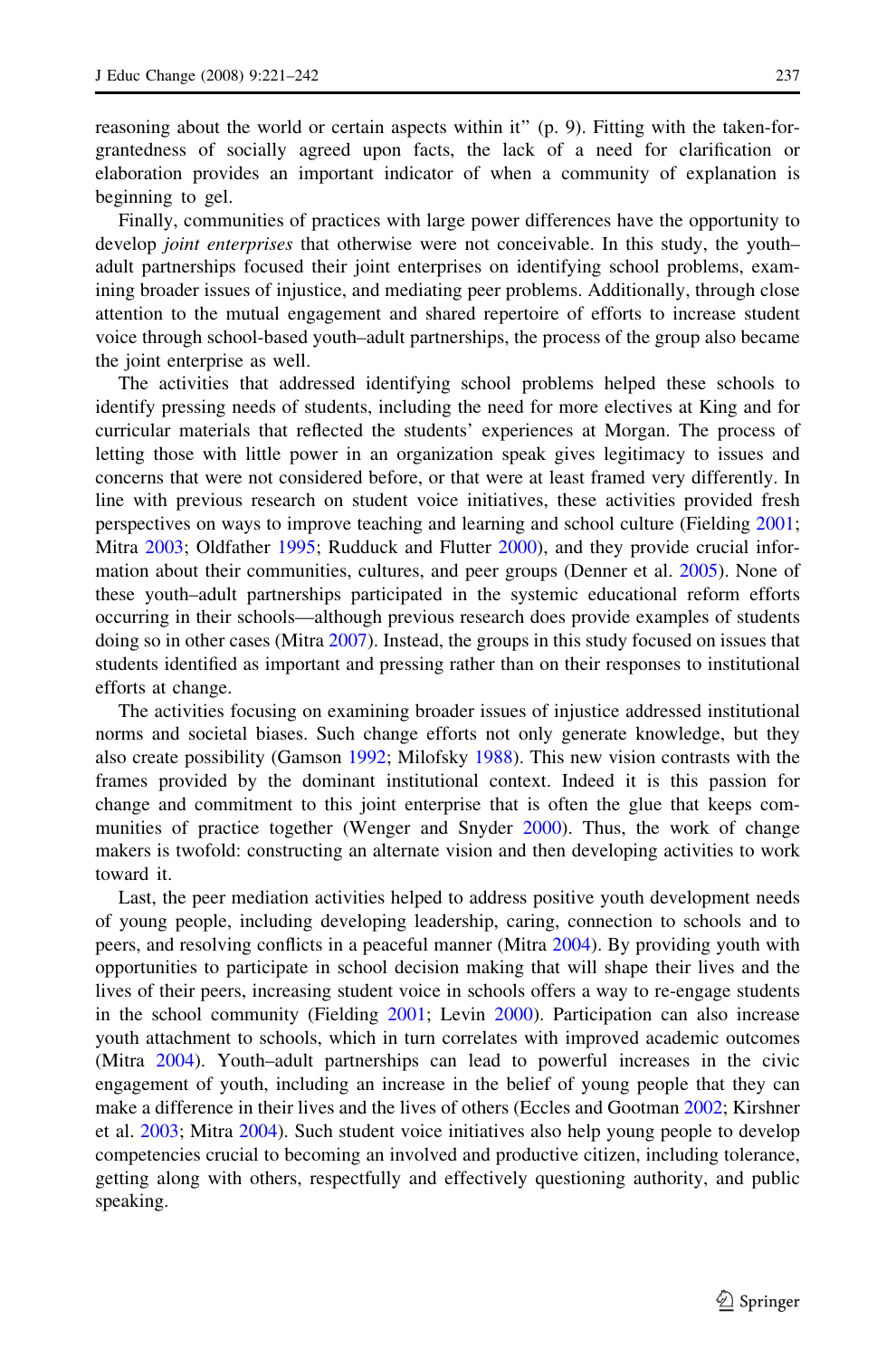reasoning about the world or certain aspects within it" (p. 9). Fitting with the taken-for-grantedness of socially agreed upon facts, the lack of a need for clarification or elaboration provides an important indicator of when a community of explanation is beginning to gel.

Finally, communities of practices with large power differences have the opportunity to develop *joint enterprises* that otherwise were not conceivable. In this study, the youth–adult partnerships focused their joint enterprises on identifying school problems, examining broader issues of injustice, and mediating peer problems. Additionally, through close attention to the mutual engagement and shared repertoire of efforts to increase student voice through school-based youth–adult partnerships, the process of the group also became the joint enterprise as well.

The activities that addressed identifying school problems helped these schools to identify pressing needs of students, including the need for more electives at King and for curricular materials that reflected the students' experiences at Morgan. The process of letting those with little power in an organization speak gives legitimacy to issues and concerns that were not considered before, or that were at least framed very differently. In line with previous research on student voice initiatives, these activities provided fresh perspectives on ways to improve teaching and learning and school culture (Fielding 2001; Mitra 2003; Oldfather 1995; Rudduck and Flutter 2000), and they provide crucial information about their communities, cultures, and peer groups (Denner et al. 2005). None of these youth–adult partnerships participated in the systemic educational reform efforts occurring in their schools—although previous research does provide examples of students doing so in other cases (Mitra 2007). Instead, the groups in this study focused on issues that students identified as important and pressing rather than on their responses to institutional efforts at change.

The activities focusing on examining broader issues of injustice addressed institutional norms and societal biases. Such change efforts not only generate knowledge, but they also create possibility (Gamson 1992; Milofsky 1988). This new vision contrasts with the frames provided by the dominant institutional context. Indeed it is this passion for change and commitment to this joint enterprise that is often the glue that keeps communities of practice together (Wenger and Snyder 2000). Thus, the work of change makers is twofold: constructing an alternate vision and then developing activities to work toward it.

Last, the peer mediation activities helped to address positive youth development needs of young people, including developing leadership, caring, connection to schools and to peers, and resolving conflicts in a peaceful manner (Mitra 2004). By providing youth with opportunities to participate in school decision making that will shape their lives and the lives of their peers, increasing student voice in schools offers a way to re-engage students in the school community (Fielding 2001; Levin 2000). Participation can also increase youth attachment to schools, which in turn correlates with improved academic outcomes (Mitra 2004). Youth–adult partnerships can lead to powerful increases in the civic engagement of youth, including an increase in the belief of young people that they can make a difference in their lives and the lives of others (Eccles and Gootman 2002; Kirshner et al. 2003; Mitra 2004). Such student voice initiatives also help young people to develop competencies crucial to becoming an involved and productive citizen, including tolerance, getting along with others, respectfully and effectively questioning authority, and public speaking.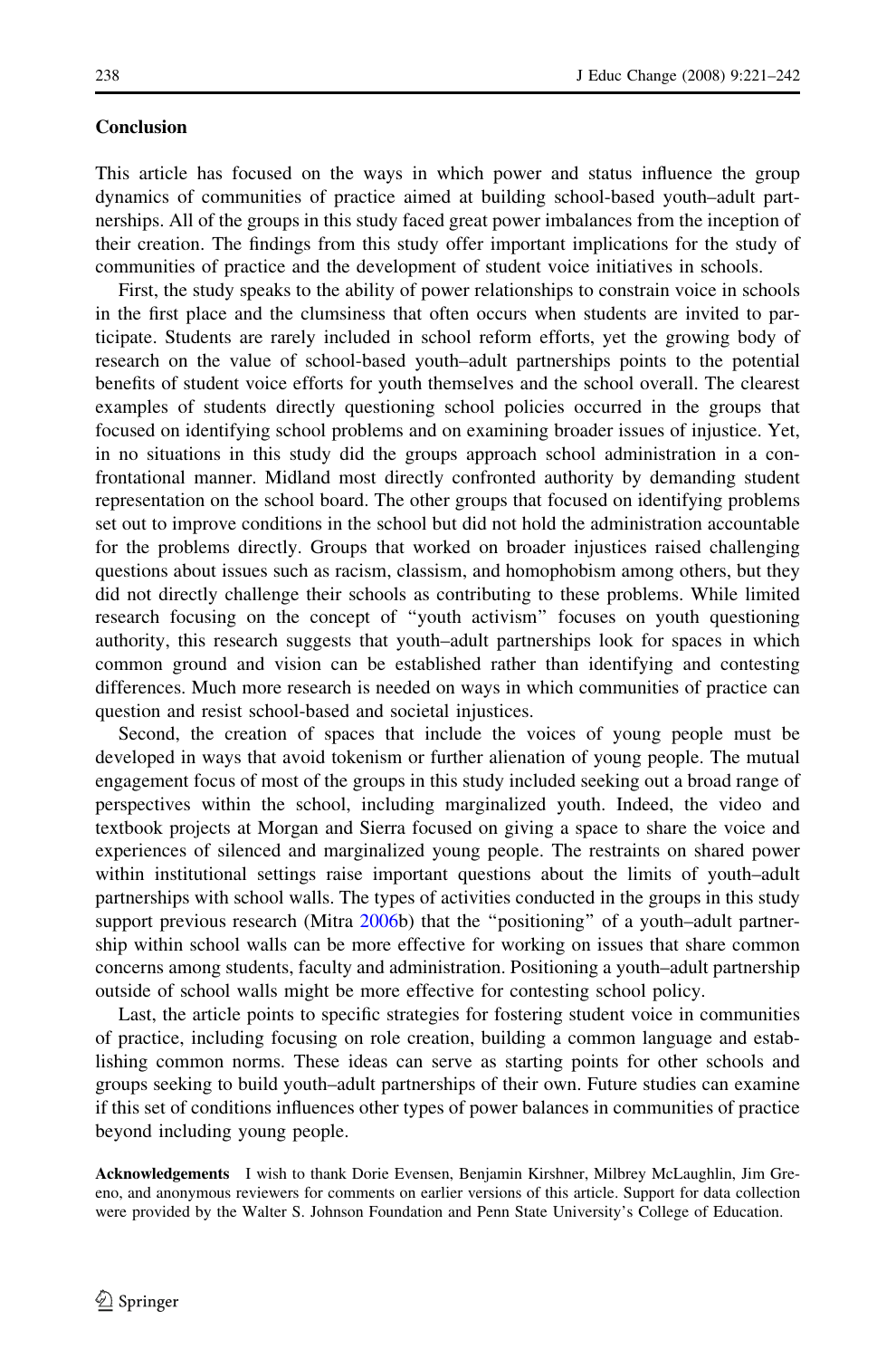## Conclusion

This article has focused on the ways in which power and status influence the group dynamics of communities of practice aimed at building school-based youth–adult partnerships. All of the groups in this study faced great power imbalances from the inception of their creation. The findings from this study offer important implications for the study of communities of practice and the development of student voice initiatives in schools.

First, the study speaks to the ability of power relationships to constrain voice in schools in the first place and the clumsiness that often occurs when students are invited to participate. Students are rarely included in school reform efforts, yet the growing body of research on the value of school-based youth–adult partnerships points to the potential benefits of student voice efforts for youth themselves and the school overall. The clearest examples of students directly questioning school policies occurred in the groups that focused on identifying school problems and on examining broader issues of injustice. Yet, in no situations in this study did the groups approach school administration in a confrontational manner. Midland most directly confronted authority by demanding student representation on the school board. The other groups that focused on identifying problems set out to improve conditions in the school but did not hold the administration accountable for the problems directly. Groups that worked on broader injustices raised challenging questions about issues such as racism, classism, and homophobism among others, but they did not directly challenge their schools as contributing to these problems. While limited research focusing on the concept of "youth activism" focuses on youth questioning authority, this research suggests that youth–adult partnerships look for spaces in which common ground and vision can be established rather than identifying and contesting differences. Much more research is needed on ways in which communities of practice can question and resist school-based and societal injustices.

Second, the creation of spaces that include the voices of young people must be developed in ways that avoid tokenism or further alienation of young people. The mutual engagement focus of most of the groups in this study included seeking out a broad range of perspectives within the school, including marginalized youth. Indeed, the video and textbook projects at Morgan and Sierra focused on giving a space to share the voice and experiences of silenced and marginalized young people. The restraints on shared power within institutional settings raise important questions about the limits of youth–adult partnerships with school walls. The types of activities conducted in the groups in this study support previous research (Mitra 2006b) that the "positioning" of a youth–adult partnership within school walls can be more effective for working on issues that share common concerns among students, faculty and administration. Positioning a youth–adult partnership outside of school walls might be more effective for contesting school policy.

Last, the article points to specific strategies for fostering student voice in communities of practice, including focusing on role creation, building a common language and establishing common norms. These ideas can serve as starting points for other schools and groups seeking to build youth–adult partnerships of their own. Future studies can examine if this set of conditions influences other types of power balances in communities of practice beyond including young people.

**Acknowledgements** I wish to thank Dorie Evensen, Benjamin Kirshner, Milbrey McLaughlin, Jim Greeno, and anonymous reviewers for comments on earlier versions of this article. Support for data collection were provided by the Walter S. Johnson Foundation and Penn State University's College of Education.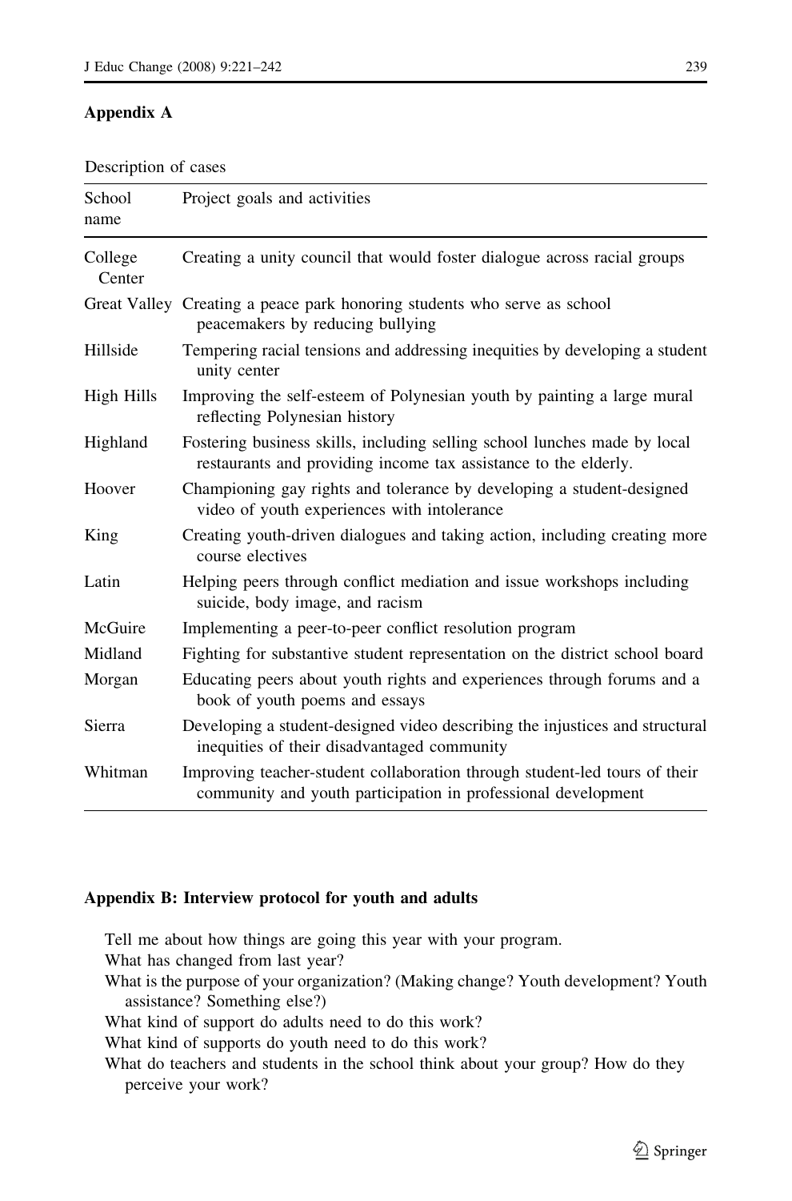## Appendix A

Description of cases

| School name | Project goals and activities |
|---|---|
| College Center | Creating a unity council that would foster dialogue across racial groups |
| Great Valley | Creating a peace park honoring students who serve as school peacemakers by reducing bullying |
| Hillside | Tempering racial tensions and addressing inequities by developing a student unity center |
| High Hills | Improving the self-esteem of Polynesian youth by painting a large mural reflecting Polynesian history |
| Highland | Fostering business skills, including selling school lunches made by local restaurants and providing income tax assistance to the elderly. |
| Hoover | Championing gay rights and tolerance by developing a student-designed video of youth experiences with intolerance |
| King | Creating youth-driven dialogues and taking action, including creating more course electives |
| Latin | Helping peers through conflict mediation and issue workshops including suicide, body image, and racism |
| McGuire | Implementing a peer-to-peer conflict resolution program |
| Midland | Fighting for substantive student representation on the district school board |
| Morgan | Educating peers about youth rights and experiences through forums and a book of youth poems and essays |
| Sierra | Developing a student-designed video describing the injustices and structural inequities of their disadvantaged community |
| Whitman | Improving teacher-student collaboration through student-led tours of their community and youth participation in professional development |

## Appendix B: Interview protocol for youth and adults

Tell me about how things are going this year with your program.

What has changed from last year?

What is the purpose of your organization? (Making change? Youth development? Youth assistance? Something else?)

What kind of support do adults need to do this work?

What kind of supports do youth need to do this work?

What do teachers and students in the school think about your group? How do they perceive your work?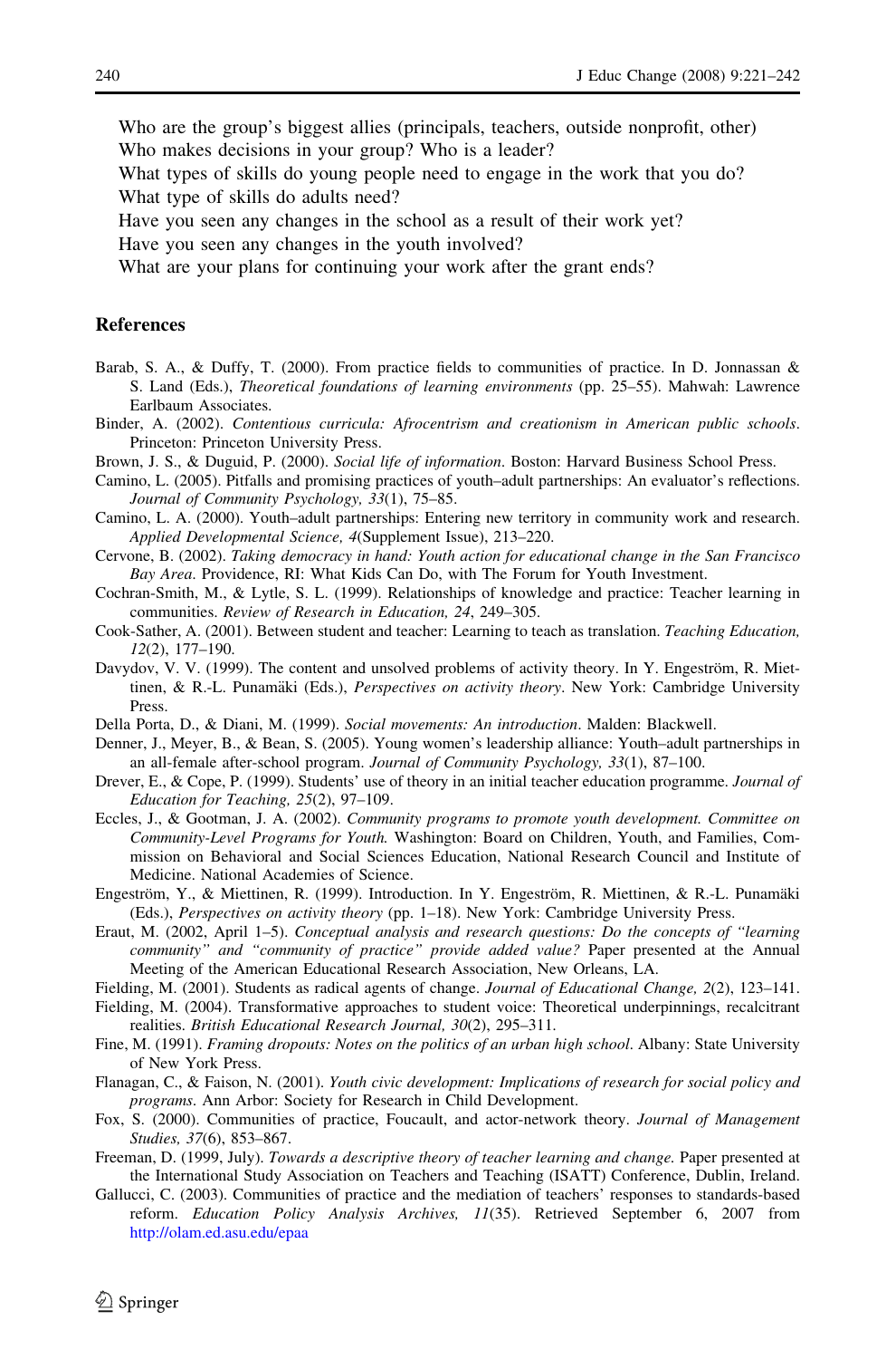Who are the group's biggest allies (principals, teachers, outside nonprofit, other)
Who makes decisions in your group? Who is a leader?
What types of skills do young people need to engage in the work that you do?
What type of skills do adults need?
Have you seen any changes in the school as a result of their work yet?
Have you seen any changes in the youth involved?
What are your plans for continuing your work after the grant ends?

## References

Barab, S. A., & Duffy, T. (2000). From practice fields to communities of practice. In D. Jonnassan & S. Land (Eds.), *Theoretical foundations of learning environments* (pp. 25–55). Mahwah: Lawrence Earlbaum Associates.

Binder, A. (2002). *Contentious curricula: Afrocentrism and creationism in American public schools*. Princeton: Princeton University Press.

Brown, J. S., & Duguid, P. (2000). *Social life of information*. Boston: Harvard Business School Press.

Camino, L. (2005). Pitfalls and promising practices of youth–adult partnerships: An evaluator's reflections. *Journal of Community Psychology, 33*(1), 75–85.

Camino, L. A. (2000). Youth–adult partnerships: Entering new territory in community work and research. *Applied Developmental Science, 4*(Supplement Issue), 213–220.

Cervone, B. (2002). *Taking democracy in hand: Youth action for educational change in the San Francisco Bay Area*. Providence, RI: What Kids Can Do, with The Forum for Youth Investment.

Cochran-Smith, M., & Lytle, S. L. (1999). Relationships of knowledge and practice: Teacher learning in communities. *Review of Research in Education, 24*, 249–305.

Cook-Sather, A. (2001). Between student and teacher: Learning to teach as translation. *Teaching Education, 12*(2), 177–190.

Davydov, V. V. (1999). The content and unsolved problems of activity theory. In Y. Engeström, R. Miettinen, & R.-L. Punamäki (Eds.), *Perspectives on activity theory*. New York: Cambridge University Press.

Della Porta, D., & Diani, M. (1999). *Social movements: An introduction*. Malden: Blackwell.

Denner, J., Meyer, B., & Bean, S. (2005). Young women's leadership alliance: Youth–adult partnerships in an all-female after-school program. *Journal of Community Psychology, 33*(1), 87–100.

Drever, E., & Cope, P. (1999). Students' use of theory in an initial teacher education programme. *Journal of Education for Teaching, 25*(2), 97–109.

Eccles, J., & Gootman, J. A. (2002). *Community programs to promote youth development. Committee on Community-Level Programs for Youth.* Washington: Board on Children, Youth, and Families, Commission on Behavioral and Social Sciences Education, National Research Council and Institute of Medicine. National Academies of Science.

Engeström, Y., & Miettinen, R. (1999). Introduction. In Y. Engeström, R. Miettinen, & R.-L. Punamäki (Eds.), *Perspectives on activity theory* (pp. 1–18). New York: Cambridge University Press.

Eraut, M. (2002, April 1–5). *Conceptual analysis and research questions: Do the concepts of "learning community" and "community of practice" provide added value?* Paper presented at the Annual Meeting of the American Educational Research Association, New Orleans, LA.

Fielding, M. (2001). Students as radical agents of change. *Journal of Educational Change, 2*(2), 123–141.

Fielding, M. (2004). Transformative approaches to student voice: Theoretical underpinnings, recalcitrant realities. *British Educational Research Journal, 30*(2), 295–311.

Fine, M. (1991). *Framing dropouts: Notes on the politics of an urban high school*. Albany: State University of New York Press.

Flanagan, C., & Faison, N. (2001). *Youth civic development: Implications of research for social policy and programs*. Ann Arbor: Society for Research in Child Development.

Fox, S. (2000). Communities of practice, Foucault, and actor-network theory. *Journal of Management Studies, 37*(6), 853–867.

Freeman, D. (1999, July). *Towards a descriptive theory of teacher learning and change.* Paper presented at the International Study Association on Teachers and Teaching (ISATT) Conference, Dublin, Ireland.

Gallucci, C. (2003). Communities of practice and the mediation of teachers' responses to standards-based reform. *Education Policy Analysis Archives, 11*(35). Retrieved September 6, 2007 from http://olam.ed.asu.edu/epaa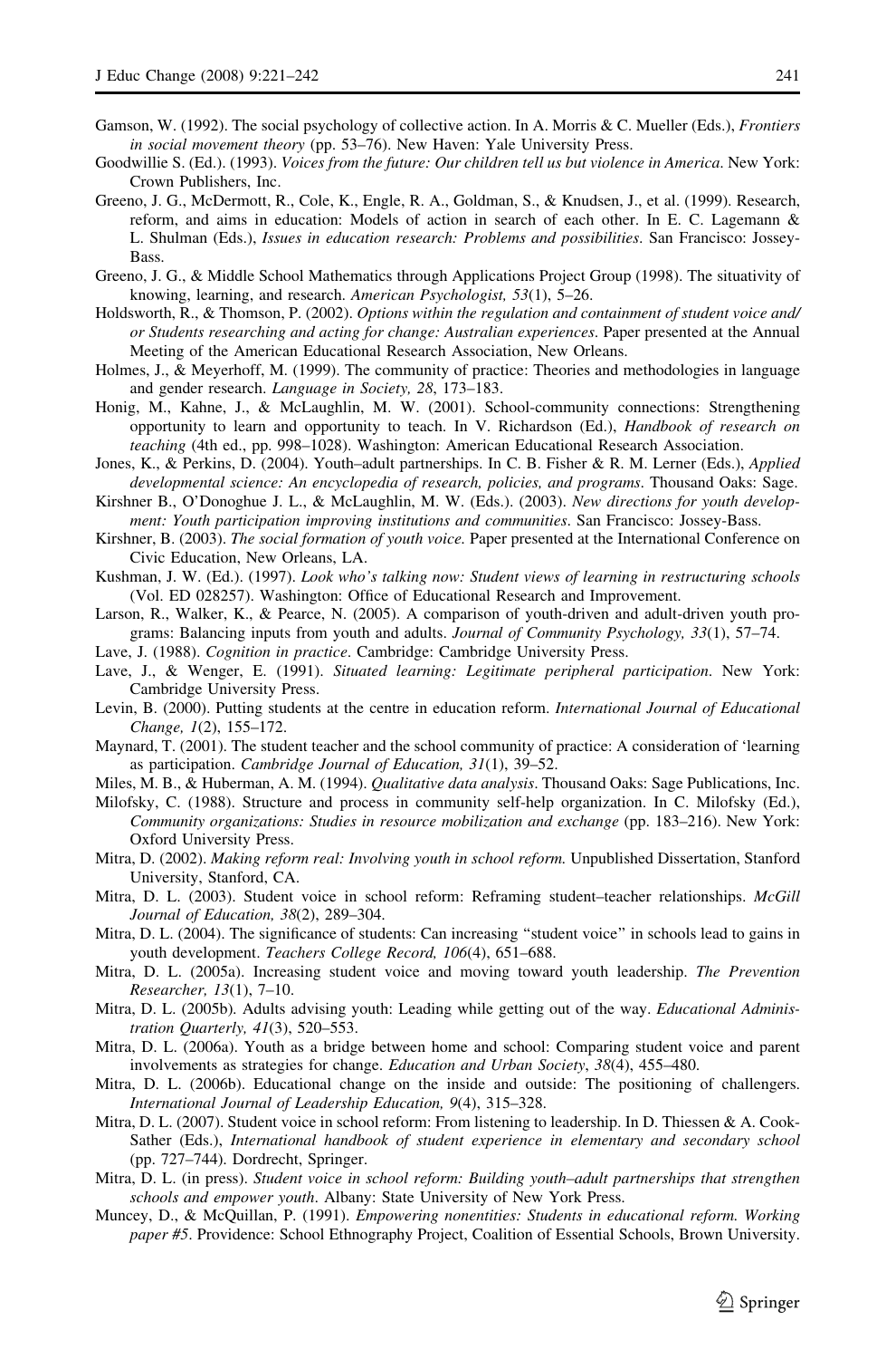Gamson, W. (1992). The social psychology of collective action. In A. Morris & C. Mueller (Eds.), *Frontiers in social movement theory* (pp. 53–76). New Haven: Yale University Press.

Goodwillie S. (Ed.). (1993). *Voices from the future: Our children tell us but violence in America*. New York: Crown Publishers, Inc.

Greeno, J. G., McDermott, R., Cole, K., Engle, R. A., Goldman, S., & Knudsen, J., et al. (1999). Research, reform, and aims in education: Models of action in search of each other. In E. C. Lagemann & L. Shulman (Eds.), *Issues in education research: Problems and possibilities*. San Francisco: Jossey-Bass.

Greeno, J. G., & Middle School Mathematics through Applications Project Group (1998). The situativity of knowing, learning, and research. *American Psychologist, 53*(1), 5–26.

Holdsworth, R., & Thomson, P. (2002). *Options within the regulation and containment of student voice and/or Students researching and acting for change: Australian experiences*. Paper presented at the Annual Meeting of the American Educational Research Association, New Orleans.

Holmes, J., & Meyerhoff, M. (1999). The community of practice: Theories and methodologies in language and gender research. *Language in Society, 28*, 173–183.

Honig, M., Kahne, J., & McLaughlin, M. W. (2001). School-community connections: Strengthening opportunity to learn and opportunity to teach. In V. Richardson (Ed.), *Handbook of research on teaching* (4th ed., pp. 998–1028). Washington: American Educational Research Association.

Jones, K., & Perkins, D. (2004). Youth–adult partnerships. In C. B. Fisher & R. M. Lerner (Eds.), *Applied developmental science: An encyclopedia of research, policies, and programs*. Thousand Oaks: Sage.

Kirshner B., O'Donoghue J. L., & McLaughlin, M. W. (Eds.). (2003). *New directions for youth development: Youth participation improving institutions and communities*. San Francisco: Jossey-Bass.

Kirshner, B. (2003). *The social formation of youth voice.* Paper presented at the International Conference on Civic Education, New Orleans, LA.

Kushman, J. W. (Ed.). (1997). *Look who's talking now: Student views of learning in restructuring schools* (Vol. ED 028257). Washington: Office of Educational Research and Improvement.

Larson, R., Walker, K., & Pearce, N. (2005). A comparison of youth-driven and adult-driven youth programs: Balancing inputs from youth and adults. *Journal of Community Psychology, 33*(1), 57–74.

Lave, J. (1988). *Cognition in practice*. Cambridge: Cambridge University Press.

Lave, J., & Wenger, E. (1991). *Situated learning: Legitimate peripheral participation*. New York: Cambridge University Press.

Levin, B. (2000). Putting students at the centre in education reform. *International Journal of Educational Change, 1*(2), 155–172.

Maynard, T. (2001). The student teacher and the school community of practice: A consideration of 'learning as participation. *Cambridge Journal of Education, 31*(1), 39–52.

Miles, M. B., & Huberman, A. M. (1994). *Qualitative data analysis*. Thousand Oaks: Sage Publications, Inc.

Milofsky, C. (1988). Structure and process in community self-help organization. In C. Milofsky (Ed.), *Community organizations: Studies in resource mobilization and exchange* (pp. 183–216). New York: Oxford University Press.

Mitra, D. (2002). *Making reform real: Involving youth in school reform.* Unpublished Dissertation, Stanford University, Stanford, CA.

Mitra, D. L. (2003). Student voice in school reform: Reframing student–teacher relationships. *McGill Journal of Education, 38*(2), 289–304.

Mitra, D. L. (2004). The significance of students: Can increasing "student voice" in schools lead to gains in youth development. *Teachers College Record, 106*(4), 651–688.

Mitra, D. L. (2005a). Increasing student voice and moving toward youth leadership. *The Prevention Researcher, 13*(1), 7–10.

Mitra, D. L. (2005b). Adults advising youth: Leading while getting out of the way. *Educational Administration Quarterly, 41*(3), 520–553.

Mitra, D. L. (2006a). Youth as a bridge between home and school: Comparing student voice and parent involvements as strategies for change. *Education and Urban Society*, *38*(4), 455–480.

Mitra, D. L. (2006b). Educational change on the inside and outside: The positioning of challengers. *International Journal of Leadership Education, 9*(4), 315–328.

Mitra, D. L. (2007). Student voice in school reform: From listening to leadership. In D. Thiessen & A. Cook-Sather (Eds.), *International handbook of student experience in elementary and secondary school* (pp. 727–744). Dordrecht, Springer.

Mitra, D. L. (in press). *Student voice in school reform: Building youth–adult partnerships that strengthen schools and empower youth*. Albany: State University of New York Press.

Muncey, D., & McQuillan, P. (1991). *Empowering nonentities: Students in educational reform. Working paper #5*. Providence: School Ethnography Project, Coalition of Essential Schools, Brown University.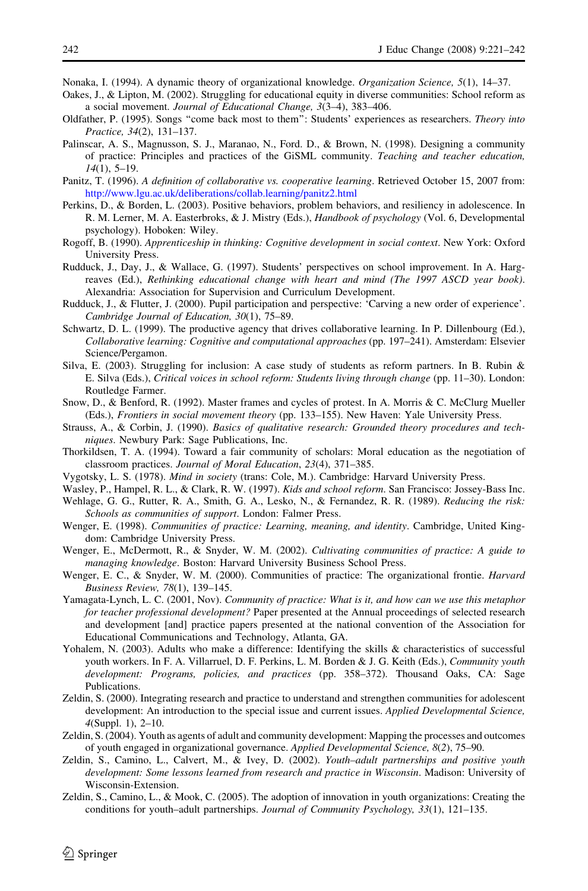Nonaka, I. (1994). A dynamic theory of organizational knowledge. *Organization Science, 5*(1), 14–37.

Oakes, J., & Lipton, M. (2002). Struggling for educational equity in diverse communities: School reform as a social movement. *Journal of Educational Change, 3*(3–4), 383–406.

Oldfather, P. (1995). Songs "come back most to them": Students' experiences as researchers. *Theory into Practice, 34*(2), 131–137.

Palinscar, A. S., Magnusson, S. J., Maranao, N., Ford. D., & Brown, N. (1998). Designing a community of practice: Principles and practices of the GiSML community. *Teaching and teacher education, 14*(1), 5–19.

Panitz, T. (1996). *A definition of collaborative vs. cooperative learning*. Retrieved October 15, 2007 from: http://www.lgu.ac.uk/deliberations/collab.learning/panitz2.html

Perkins, D., & Borden, L. (2003). Positive behaviors, problem behaviors, and resiliency in adolescence. In R. M. Lerner, M. A. Easterbroks, & J. Mistry (Eds.), *Handbook of psychology* (Vol. 6, Developmental psychology). Hoboken: Wiley.

Rogoff, B. (1990). *Apprenticeship in thinking: Cognitive development in social context*. New York: Oxford University Press.

Rudduck, J., Day, J., & Wallace, G. (1997). Students' perspectives on school improvement. In A. Hargreaves (Ed.), *Rethinking educational change with heart and mind (The 1997 ASCD year book)*. Alexandria: Association for Supervision and Curriculum Development.

Rudduck, J., & Flutter, J. (2000). Pupil participation and perspective: 'Carving a new order of experience'. *Cambridge Journal of Education, 30*(1), 75–89.

Schwartz, D. L. (1999). The productive agency that drives collaborative learning. In P. Dillenbourg (Ed.), *Collaborative learning: Cognitive and computational approaches* (pp. 197–241). Amsterdam: Elsevier Science/Pergamon.

Silva, E. (2003). Struggling for inclusion: A case study of students as reform partners. In B. Rubin & E. Silva (Eds.), *Critical voices in school reform: Students living through change* (pp. 11–30). London: Routledge Farmer.

Snow, D., & Benford, R. (1992). Master frames and cycles of protest. In A. Morris & C. McClurg Mueller (Eds.), *Frontiers in social movement theory* (pp. 133–155). New Haven: Yale University Press.

Strauss, A., & Corbin, J. (1990). *Basics of qualitative research: Grounded theory procedures and techniques*. Newbury Park: Sage Publications, Inc.

Thorkildsen, T. A. (1994). Toward a fair community of scholars: Moral education as the negotiation of classroom practices. *Journal of Moral Education, 23*(4), 371–385.

Vygotsky, L. S. (1978). *Mind in society* (trans: Cole, M.). Cambridge: Harvard University Press.

Wasley, P., Hampel, R. L., & Clark, R. W. (1997). *Kids and school reform*. San Francisco: Jossey-Bass Inc.

Wehlage, G. G., Rutter, R. A., Smith, G. A., Lesko, N., & Fernandez, R. R. (1989). *Reducing the risk: Schools as communities of support*. London: Falmer Press.

Wenger, E. (1998). *Communities of practice: Learning, meaning, and identity*. Cambridge, United Kingdom: Cambridge University Press.

Wenger, E., McDermott, R., & Snyder, W. M. (2002). *Cultivating communities of practice: A guide to managing knowledge*. Boston: Harvard University Business School Press.

Wenger, E. C., & Snyder, W. M. (2000). Communities of practice: The organizational frontie. *Harvard Business Review, 78*(1), 139–145.

Yamagata-Lynch, L. C. (2001, Nov). *Community of practice: What is it, and how can we use this metaphor for teacher professional development?* Paper presented at the Annual proceedings of selected research and development [and] practice papers presented at the national convention of the Association for Educational Communications and Technology, Atlanta, GA.

Yohalem, N. (2003). Adults who make a difference: Identifying the skills & characteristics of successful youth workers. In F. A. Villarruel, D. F. Perkins, L. M. Borden & J. G. Keith (Eds.), *Community youth development: Programs, policies, and practices* (pp. 358–372). Thousand Oaks, CA: Sage Publications.

Zeldin, S. (2000). Integrating research and practice to understand and strengthen communities for adolescent development: An introduction to the special issue and current issues. *Applied Developmental Science, 4*(Suppl. 1), 2–10.

Zeldin, S. (2004). Youth as agents of adult and community development: Mapping the processes and outcomes of youth engaged in organizational governance. *Applied Developmental Science, 8*(2), 75–90.

Zeldin, S., Camino, L., Calvert, M., & Ivey, D. (2002). *Youth–adult partnerships and positive youth development: Some lessons learned from research and practice in Wisconsin*. Madison: University of Wisconsin-Extension.

Zeldin, S., Camino, L., & Mook, C. (2005). The adoption of innovation in youth organizations: Creating the conditions for youth–adult partnerships. *Journal of Community Psychology, 33*(1), 121–135.